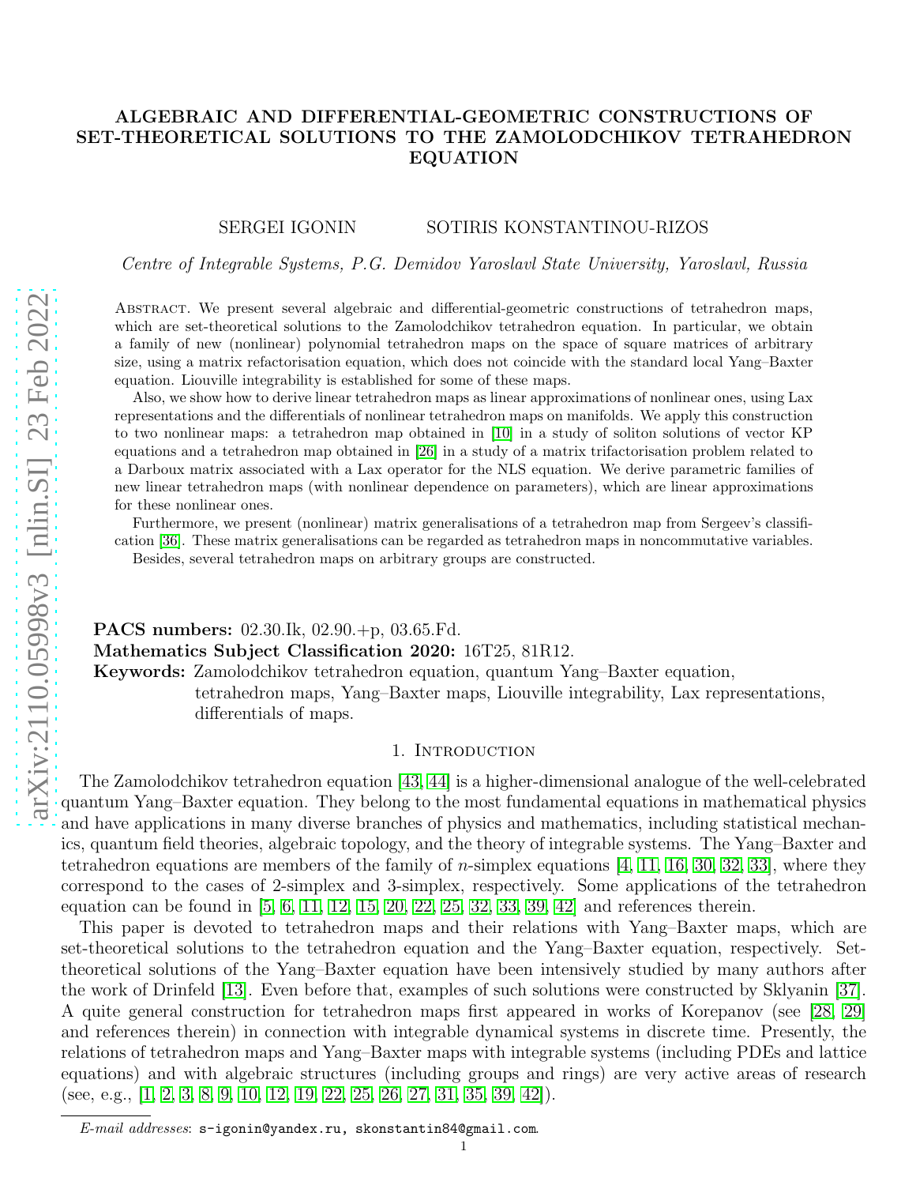# ALGEBRAIC AND DIFFERENTIAL-GEOMETRIC CONSTRUCTIONS OF SET-THEORETICAL SOLUTIONS TO THE ZAMOLODCHIKOV TETRAHEDRON EQUATION

SERGEI IGONIN  SOTIRIS KONSTANTINOU-RIZOS

*Centre of Integrable Systems, P.G. Demidov Yaroslavl State University, Yaroslavl, Russia*

Abstract. We present several algebraic and differential-geometric constructions of tetrahedron maps, which are set-theoretical solutions to the Zamolodchikov tetrahedron equation. In particular, we obtain a family of new (nonlinear) polynomial tetrahedron maps on the space of square matrices of arbitrary size, using a matrix refactorisation equation, which does not coincide with the standard local Yang–Baxter equation. Liouville integrability is established for some of these maps.

Also, we show how to derive linear tetrahedron maps as linear approximations of nonlinear ones, using Lax representations and the differentials of nonlinear tetrahedron maps on manifolds. We apply this construction to two nonlinear maps: a tetrahedron map obtained in [10] in a study of soliton solutions of vector KP equations and a tetrahedron map obtained in [26] in a study of a matrix trifactorisation problem related to a Darboux matrix associated with a Lax operator for the NLS equation. We derive parametric families of new linear tetrahedron maps (with nonlinear dependence on parameters), which are linear approximations for these nonlinear ones.

Furthermore, we present (nonlinear) matrix generalisations of a tetrahedron map from Sergeev's classification [36]. These matrix generalisations can be regarded as tetrahedron maps in noncommutative variables.

Besides, several tetrahedron maps on arbitrary groups are constructed.

**PACS numbers:** 02.30.Ik, 02.90.+p, 03.65.Fd.
**Mathematics Subject Classification 2020:** 16T25, 81R12.
**Keywords:** Zamolodchikov tetrahedron equation, quantum Yang–Baxter equation, tetrahedron maps, Yang–Baxter maps, Liouville integrability, Lax representations, differentials of maps.

## 1. Introduction

The Zamolodchikov tetrahedron equation [43, 44] is a higher-dimensional analogue of the well-celebrated quantum Yang–Baxter equation. They belong to the most fundamental equations in mathematical physics and have applications in many diverse branches of physics and mathematics, including statistical mechanics, quantum field theories, algebraic topology, and the theory of integrable systems. The Yang–Baxter and tetrahedron equations are members of the family of $n$-simplex equations [4, 11, 16, 30, 32, 33], where they correspond to the cases of 2-simplex and 3-simplex, respectively. Some applications of the tetrahedron equation can be found in [5, 6, 11, 12, 15, 20, 22, 25, 32, 33, 39, 42] and references therein.

This paper is devoted to tetrahedron maps and their relations with Yang–Baxter maps, which are set-theoretical solutions to the tetrahedron equation and the Yang–Baxter equation, respectively. Set-theoretical solutions of the Yang–Baxter equation have been intensively studied by many authors after the work of Drinfeld [13]. Even before that, examples of such solutions were constructed by Sklyanin [37]. A quite general construction for tetrahedron maps first appeared in works of Korepanov (see [28, 29] and references therein) in connection with integrable dynamical systems in discrete time. Presently, the relations of tetrahedron maps and Yang–Baxter maps with integrable systems (including PDEs and lattice equations) and with algebraic structures (including groups and rings) are very active areas of research (see, e.g., [1, 2, 3, 8, 9, 10, 12, 19, 22, 25, 26, 27, 31, 35, 39, 42]).

*E-mail addresses*: s-igonin@yandex.ru, skonstantin84@gmail.com.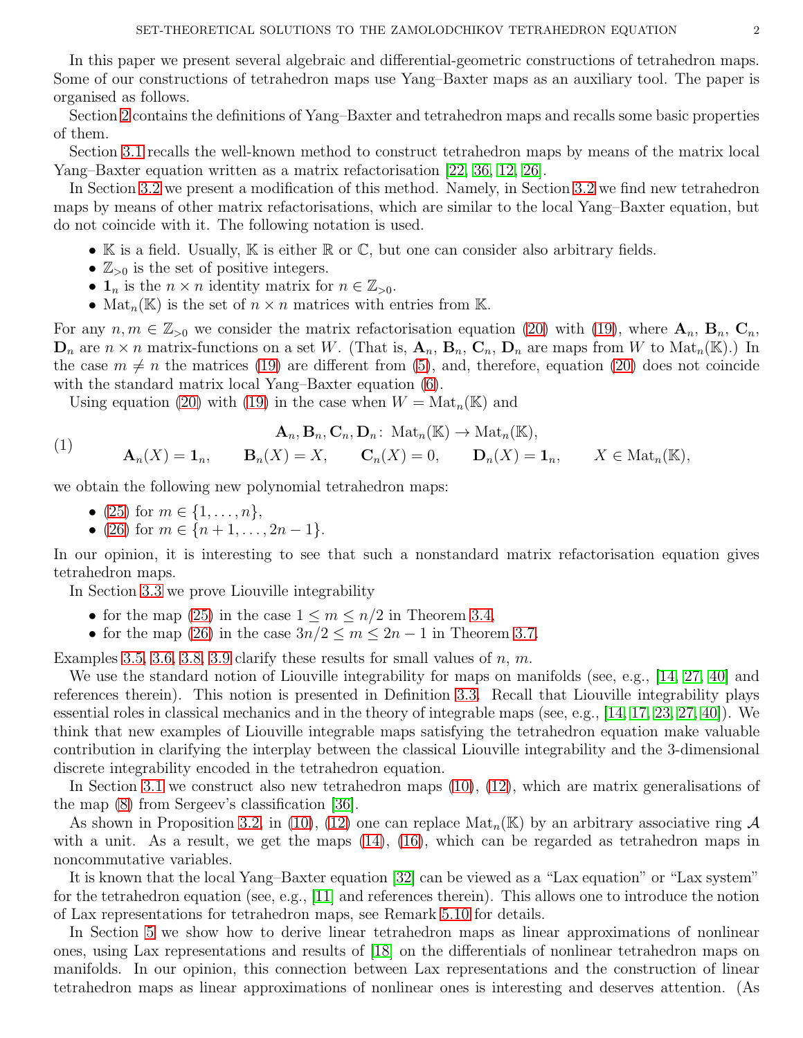In this paper we present several algebraic and differential-geometric constructions of tetrahedron maps. Some of our constructions of tetrahedron maps use Yang–Baxter maps as an auxiliary tool. The paper is organised as follows.

Section 2 contains the definitions of Yang–Baxter and tetrahedron maps and recalls some basic properties of them.

Section 3.1 recalls the well-known method to construct tetrahedron maps by means of the matrix local Yang–Baxter equation written as a matrix refactorisation [22, 36, 12, 26].

In Section 3.2 we present a modification of this method. Namely, in Section 3.2 we find new tetrahedron maps by means of other matrix refactorisations, which are similar to the local Yang–Baxter equation, but do not coincide with it. The following notation is used.

- $\mathbb{K}$ is a field. Usually, $\mathbb{K}$ is either $\mathbb{R}$ or $\mathbb{C}$, but one can consider also arbitrary fields.
- $\mathbb{Z}_{>0}$ is the set of positive integers.
- $\mathbf{1}_n$ is the $n \times n$ identity matrix for $n \in \mathbb{Z}_{>0}$.
- $\mathrm{Mat}_n(\mathbb{K})$ is the set of $n \times n$ matrices with entries from $\mathbb{K}$.

For any $n, m \in \mathbb{Z}_{>0}$ we consider the matrix refactorisation equation (20) with (19), where $\mathbf{A}_n$, $\mathbf{B}_n$, $\mathbf{C}_n$, $\mathbf{D}_n$ are $n \times n$ matrix-functions on a set $W$. (That is, $\mathbf{A}_n$, $\mathbf{B}_n$, $\mathbf{C}_n$, $\mathbf{D}_n$ are maps from $W$ to $\mathrm{Mat}_n(\mathbb{K})$.) In the case $m \neq n$ the matrices (19) are different from (5), and, therefore, equation (20) does not coincide with the standard matrix local Yang–Baxter equation (6).

Using equation (20) with (19) in the case when $W = \mathrm{Mat}_n(\mathbb{K})$ and

$$
\begin{gathered}
\mathbf{A}_n, \mathbf{B}_n, \mathbf{C}_n, \mathbf{D}_n \colon \mathrm{Mat}_n(\mathbb{K}) \to \mathrm{Mat}_n(\mathbb{K}), \\
\mathbf{A}_n(X) = \mathbf{1}_n, \qquad \mathbf{B}_n(X) = X, \qquad \mathbf{C}_n(X) = 0, \qquad \mathbf{D}_n(X) = \mathbf{1}_n, \qquad X \in \mathrm{Mat}_n(\mathbb{K}),
\end{gathered} \tag{1}
$$

we obtain the following new polynomial tetrahedron maps:

- (25) for $m \in \{1, \dots, n\}$,
- (26) for $m \in \{n+1, \dots, 2n-1\}$.

In our opinion, it is interesting to see that such a nonstandard matrix refactorisation equation gives tetrahedron maps.

In Section 3.3 we prove Liouville integrability

- for the map (25) in the case $1 \leq m \leq n/2$ in Theorem 3.4,
- for the map (26) in the case $3n/2 \leq m \leq 2n-1$ in Theorem 3.7.

Examples 3.5, 3.6, 3.8, 3.9 clarify these results for small values of $n$, $m$.

We use the standard notion of Liouville integrability for maps on manifolds (see, e.g., [14, 27, 40] and references therein). This notion is presented in Definition 3.3. Recall that Liouville integrability plays essential roles in classical mechanics and in the theory of integrable maps (see, e.g., [14, 17, 23, 27, 40]). We think that new examples of Liouville integrable maps satisfying the tetrahedron equation make valuable contribution in clarifying the interplay between the classical Liouville integrability and the 3-dimensional discrete integrability encoded in the tetrahedron equation.

In Section 3.1 we construct also new tetrahedron maps (10), (12), which are matrix generalisations of the map (8) from Sergeev's classification [36].

As shown in Proposition 3.2, in (10), (12) one can replace $\mathrm{Mat}_n(\mathbb{K})$ by an arbitrary associative ring $\mathcal{A}$ with a unit. As a result, we get the maps (14), (16), which can be regarded as tetrahedron maps in noncommutative variables.

It is known that the local Yang–Baxter equation [32] can be viewed as a "Lax equation" or "Lax system" for the tetrahedron equation (see, e.g., [11] and references therein). This allows one to introduce the notion of Lax representations for tetrahedron maps, see Remark 5.10 for details.

In Section 5 we show how to derive linear tetrahedron maps as linear approximations of nonlinear ones, using Lax representations and results of [18] on the differentials of nonlinear tetrahedron maps on manifolds. In our opinion, this connection between Lax representations and the construction of linear tetrahedron maps as linear approximations of nonlinear ones is interesting and deserves attention. (As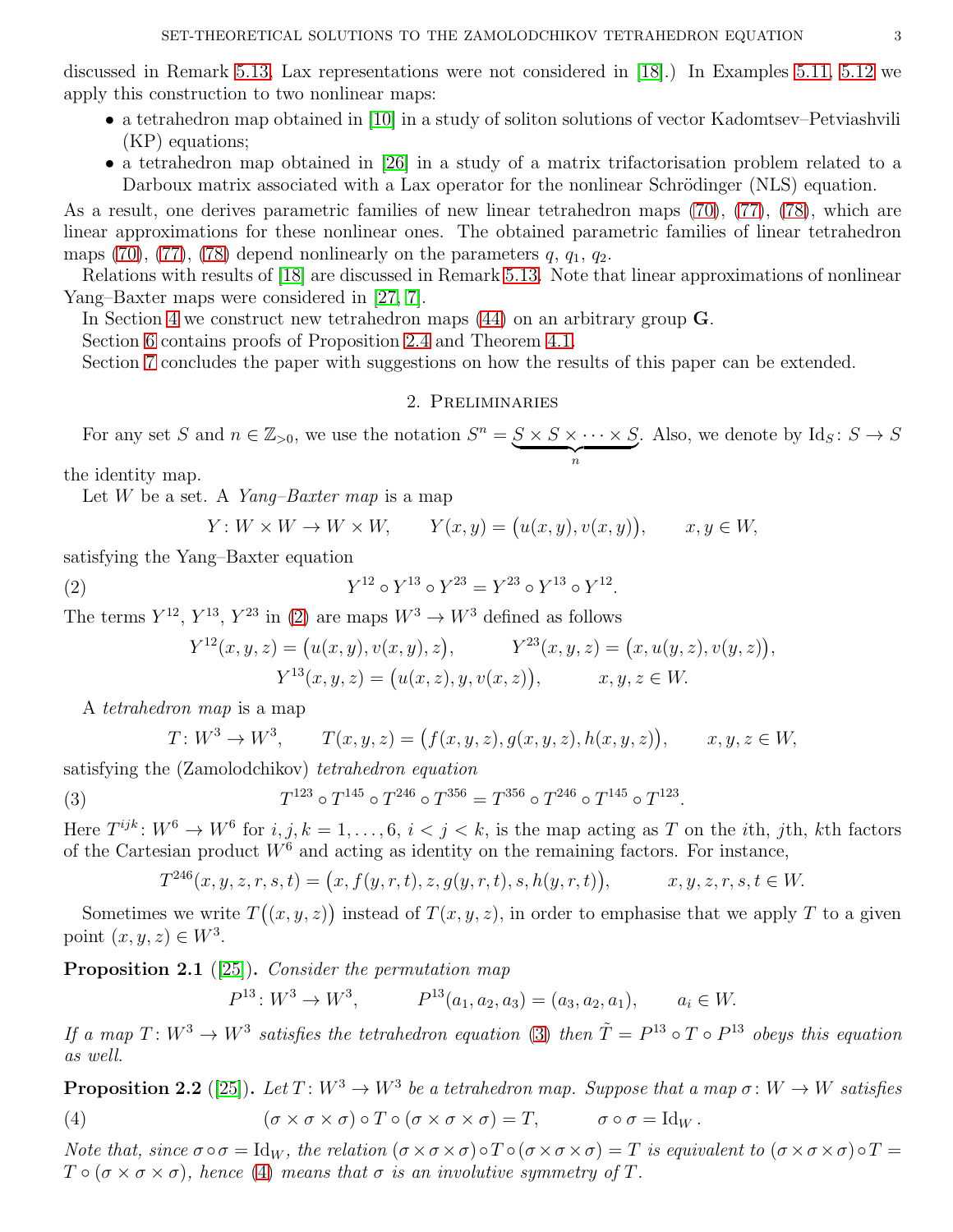discussed in Remark 5.13. Lax representations were not considered in [18].) In Examples 5.11, 5.12 we apply this construction to two nonlinear maps:

- a tetrahedron map obtained in [10] in a study of soliton solutions of vector Kadomtsev–Petviashvili (KP) equations;
- a tetrahedron map obtained in [26] in a study of a matrix trifactorisation problem related to a Darboux matrix associated with a Lax operator for the nonlinear Schrödinger (NLS) equation.

As a result, one derives parametric families of new linear tetrahedron maps (70), (77), (78), which are linear approximations for these nonlinear ones. The obtained parametric families of linear tetrahedron maps (70), (77), (78) depend nonlinearly on the parameters $q$, $q_1$, $q_2$.

Relations with results of [18] are discussed in Remark 5.13. Note that linear approximations of nonlinear Yang–Baxter maps were considered in [27, 7].

In Section 4 we construct new tetrahedron maps (44) on an arbitrary group $\mathbf{G}$.

Section 6 contains proofs of Proposition 2.4 and Theorem 4.1.

Section 7 concludes the paper with suggestions on how the results of this paper can be extended.

## 2. Preliminaries

For any set $S$ and $n \in \mathbb{Z}_{>0}$, we use the notation $S^n = \underbrace{S \times S \times \cdots \times S}_{n}$. Also, we denote by $\mathrm{Id}_S \colon S \to S$ the identity map.

Let $W$ be a set. A *Yang–Baxter map* is a map

$$Y \colon W \times W \to W \times W, \qquad Y(x,y) = \big(u(x,y), v(x,y)\big), \qquad x, y \in W,$$

satisfying the Yang–Baxter equation

$$Y^{12} \circ Y^{13} \circ Y^{23} = Y^{23} \circ Y^{13} \circ Y^{12}. \tag{2}$$

The terms $Y^{12}$, $Y^{13}$, $Y^{23}$ in (2) are maps $W^3 \to W^3$ defined as follows

$$Y^{12}(x,y,z) = \big(u(x,y), v(x,y), z\big), \qquad Y^{23}(x,y,z) = \big(x, u(y,z), v(y,z)\big),$$
$$Y^{13}(x,y,z) = \big(u(x,z), y, v(x,z)\big), \qquad x, y, z \in W.$$

A *tetrahedron map* is a map

$$T \colon W^3 \to W^3, \qquad T(x,y,z) = \big(f(x,y,z), g(x,y,z), h(x,y,z)\big), \qquad x, y, z \in W,$$

satisfying the (Zamolodchikov) *tetrahedron equation*

$$T^{123} \circ T^{145} \circ T^{246} \circ T^{356} = T^{356} \circ T^{246} \circ T^{145} \circ T^{123}. \tag{3}$$

Here $T^{ijk} \colon W^6 \to W^6$ for $i, j, k = 1, \dots, 6$, $i < j < k$, is the map acting as $T$ on the $i$th, $j$th, $k$th factors of the Cartesian product $W^6$ and acting as identity on the remaining factors. For instance,

$$T^{246}(x,y,z,r,s,t) = \big(x, f(y,r,t), z, g(y,r,t), s, h(y,r,t)\big), \qquad x, y, z, r, s, t \in W.$$

Sometimes we write $T\big((x,y,z)\big)$ instead of $T(x,y,z)$, in order to emphasise that we apply $T$ to a given point $(x,y,z) \in W^3$.

**Proposition 2.1** ([25]). *Consider the permutation map*

$$P^{13} \colon W^3 \to W^3, \qquad P^{13}(a_1, a_2, a_3) = (a_3, a_2, a_1), \qquad a_i \in W.$$

*If a map $T \colon W^3 \to W^3$ satisfies the tetrahedron equation (3) then $\tilde{T} = P^{13} \circ T \circ P^{13}$ obeys this equation as well.*

**Proposition 2.2** ([25]). *Let $T \colon W^3 \to W^3$ be a tetrahedron map. Suppose that a map $\sigma \colon W \to W$ satisfies*

$$(\sigma \times \sigma \times \sigma) \circ T \circ (\sigma \times \sigma \times \sigma) = T, \qquad \sigma \circ \sigma = \mathrm{Id}_W. \tag{4}$$

*Note that, since $\sigma \circ \sigma = \mathrm{Id}_W$, the relation $(\sigma \times \sigma \times \sigma) \circ T \circ (\sigma \times \sigma \times \sigma) = T$ is equivalent to $(\sigma \times \sigma \times \sigma) \circ T = T \circ (\sigma \times \sigma \times \sigma)$, hence (4) means that $\sigma$ is an involutive symmetry of $T$.*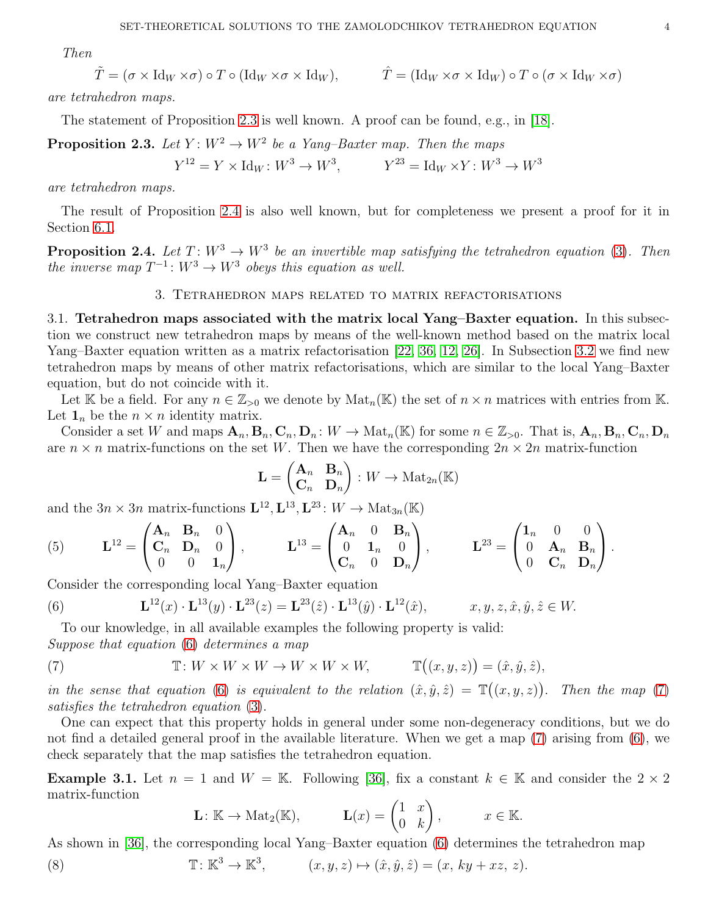*Then*

$$\tilde{T} = (\sigma \times \mathrm{Id}_W \times \sigma) \circ T \circ (\mathrm{Id}_W \times \sigma \times \mathrm{Id}_W), \qquad \hat{T} = (\mathrm{Id}_W \times \sigma \times \mathrm{Id}_W) \circ T \circ (\sigma \times \mathrm{Id}_W \times \sigma)$$

*are tetrahedron maps.*

The statement of Proposition 2.3 is well known. A proof can be found, e.g., in [18].

**Proposition 2.3.** *Let $Y: W^2 \to W^2$ be a Yang–Baxter map. Then the maps*

$$Y^{12} = Y \times \mathrm{Id}_W : W^3 \to W^3, \qquad Y^{23} = \mathrm{Id}_W \times Y : W^3 \to W^3$$

*are tetrahedron maps.*

The result of Proposition 2.4 is also well known, but for completeness we present a proof for it in Section 6.1.

**Proposition 2.4.** *Let $T: W^3 \to W^3$ be an invertible map satisfying the tetrahedron equation (3). Then the inverse map $T^{-1}: W^3 \to W^3$ obeys this equation as well.*

## 3. Tetrahedron maps related to matrix refactorisations

3.1. **Tetrahedron maps associated with the matrix local Yang–Baxter equation.** In this subsection we construct new tetrahedron maps by means of the well-known method based on the matrix local Yang–Baxter equation written as a matrix refactorisation [22, 36, 12, 26]. In Subsection 3.2 we find new tetrahedron maps by means of other matrix refactorisations, which are similar to the local Yang–Baxter equation, but do not coincide with it.

Let $\mathbb{K}$ be a field. For any $n \in \mathbb{Z}_{>0}$ we denote by $\mathrm{Mat}_n(\mathbb{K})$ the set of $n \times n$ matrices with entries from $\mathbb{K}$. Let $\mathbf{1}_n$ be the $n \times n$ identity matrix.

Consider a set $W$ and maps $\mathbf{A}_n, \mathbf{B}_n, \mathbf{C}_n, \mathbf{D}_n : W \to \mathrm{Mat}_n(\mathbb{K})$ for some $n \in \mathbb{Z}_{>0}$. That is, $\mathbf{A}_n, \mathbf{B}_n, \mathbf{C}_n, \mathbf{D}_n$ are $n \times n$ matrix-functions on the set $W$. Then we have the corresponding $2n \times 2n$ matrix-function

$$\mathbf{L} = \begin{pmatrix} \mathbf{A}_n & \mathbf{B}_n \\ \mathbf{C}_n & \mathbf{D}_n \end{pmatrix} : W \to \mathrm{Mat}_{2n}(\mathbb{K})$$

and the $3n \times 3n$ matrix-functions $\mathbf{L}^{12}, \mathbf{L}^{13}, \mathbf{L}^{23} : W \to \mathrm{Mat}_{3n}(\mathbb{K})$

$$\mathbf{L}^{12} = \begin{pmatrix} \mathbf{A}_n & \mathbf{B}_n & 0 \\ \mathbf{C}_n & \mathbf{D}_n & 0 \\ 0 & 0 & \mathbf{1}_n \end{pmatrix}, \qquad \mathbf{L}^{13} = \begin{pmatrix} \mathbf{A}_n & 0 & \mathbf{B}_n \\ 0 & \mathbf{1}_n & 0 \\ \mathbf{C}_n & 0 & \mathbf{D}_n \end{pmatrix}, \qquad \mathbf{L}^{23} = \begin{pmatrix} \mathbf{1}_n & 0 & 0 \\ 0 & \mathbf{A}_n & \mathbf{B}_n \\ 0 & \mathbf{C}_n & \mathbf{D}_n \end{pmatrix}. \tag{5}$$

Consider the corresponding local Yang–Baxter equation

$$\mathbf{L}^{12}(x) \cdot \mathbf{L}^{13}(y) \cdot \mathbf{L}^{23}(z) = \mathbf{L}^{23}(\hat{z}) \cdot \mathbf{L}^{13}(\hat{y}) \cdot \mathbf{L}^{12}(\hat{x}), \qquad x, y, z, \hat{x}, \hat{y}, \hat{z} \in W. \tag{6}$$

To our knowledge, in all available examples the following property is valid:
*Suppose that equation (6) determines a map*

$$\mathbb{T}: W \times W \times W \to W \times W \times W, \qquad \mathbb{T}\big((x, y, z)\big) = (\hat{x}, \hat{y}, \hat{z}), \tag{7}$$

*in the sense that equation (6) is equivalent to the relation $(\hat{x}, \hat{y}, \hat{z}) = \mathbb{T}\big((x, y, z)\big)$. Then the map (7) satisfies the tetrahedron equation (3).*

One can expect that this property holds in general under some non-degeneracy conditions, but we do not find a detailed general proof in the available literature. When we get a map (7) arising from (6), we check separately that the map satisfies the tetrahedron equation.

**Example 3.1.** Let $n = 1$ and $W = \mathbb{K}$. Following [36], fix a constant $k \in \mathbb{K}$ and consider the $2 \times 2$ matrix-function

$$\mathbf{L}: \mathbb{K} \to \mathrm{Mat}_2(\mathbb{K}), \qquad \mathbf{L}(x) = \begin{pmatrix} 1 & x \\ 0 & k \end{pmatrix}, \qquad x \in \mathbb{K}.$$

As shown in [36], the corresponding local Yang–Baxter equation (6) determines the tetrahedron map

$$\mathbb{T}: \mathbb{K}^3 \to \mathbb{K}^3, \qquad (x, y, z) \mapsto (\hat{x}, \hat{y}, \hat{z}) = (x,\ ky + xz,\ z). \tag{8}$$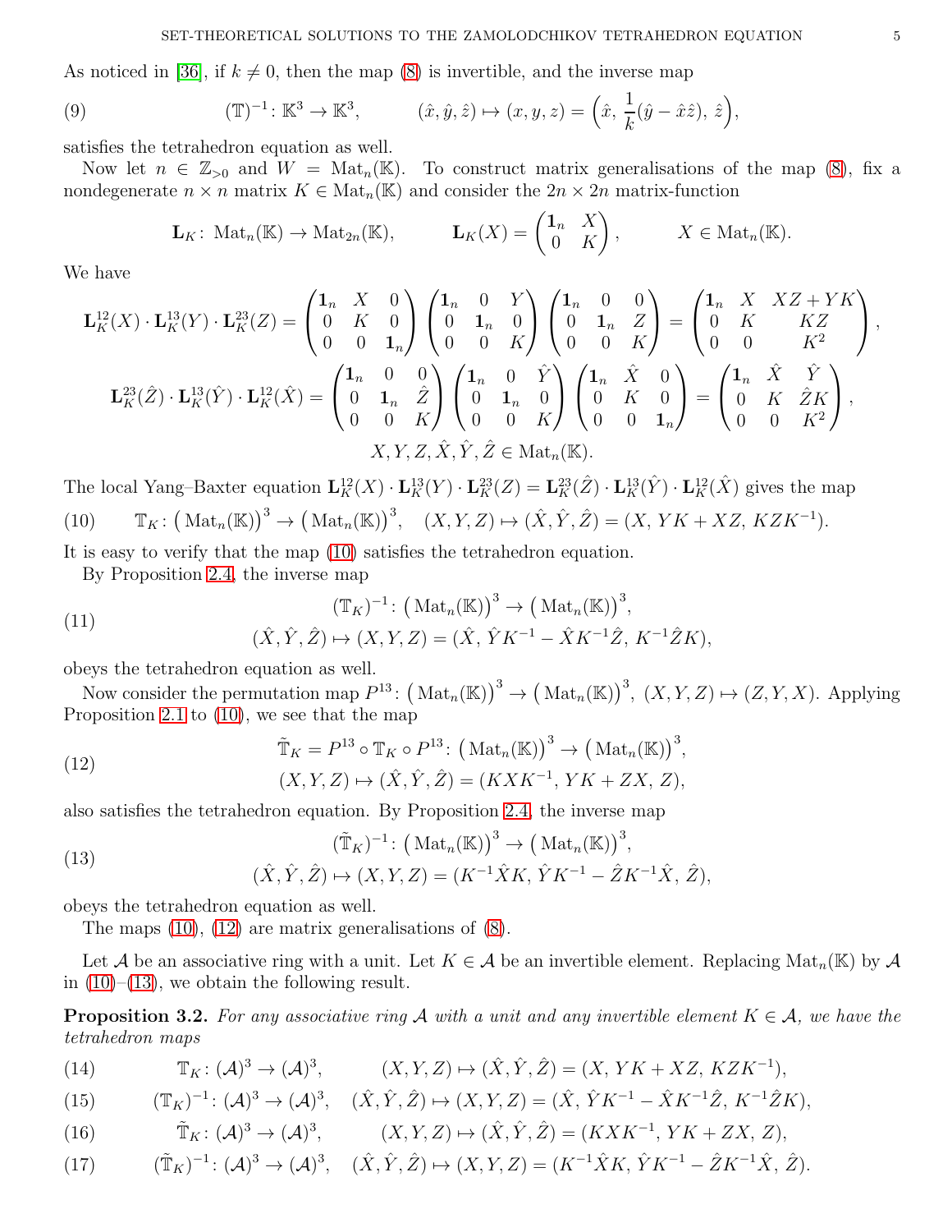As noticed in [36], if $k \neq 0$, then the map (8) is invertible, and the inverse map

$$(9) \qquad (\mathbb{T})^{-1} \colon \mathbb{K}^3 \to \mathbb{K}^3, \qquad (\hat{x}, \hat{y}, \hat{z}) \mapsto (x, y, z) = \Big(\hat{x},\, \frac{1}{k}(\hat{y} - \hat{x}\hat{z}),\, \hat{z}\Big),$$

satisfies the tetrahedron equation as well.

Now let $n \in \mathbb{Z}_{>0}$ and $W = \mathrm{Mat}_n(\mathbb{K})$. To construct matrix generalisations of the map (8), fix a nondegenerate $n \times n$ matrix $K \in \mathrm{Mat}_n(\mathbb{K})$ and consider the $2n \times 2n$ matrix-function

$$\mathbf{L}_K \colon \mathrm{Mat}_n(\mathbb{K}) \to \mathrm{Mat}_{2n}(\mathbb{K}), \qquad \mathbf{L}_K(X) = \begin{pmatrix} \mathbf{1}_n & X \\ 0 & K \end{pmatrix}, \qquad X \in \mathrm{Mat}_n(\mathbb{K}).$$

We have

$$\mathbf{L}_K^{12}(X) \cdot \mathbf{L}_K^{13}(Y) \cdot \mathbf{L}_K^{23}(Z) = \begin{pmatrix} \mathbf{1}_n & X & 0 \\ 0 & K & 0 \\ 0 & 0 & \mathbf{1}_n \end{pmatrix} \begin{pmatrix} \mathbf{1}_n & 0 & Y \\ 0 & \mathbf{1}_n & 0 \\ 0 & 0 & K \end{pmatrix} \begin{pmatrix} \mathbf{1}_n & 0 & 0 \\ 0 & \mathbf{1}_n & Z \\ 0 & 0 & K \end{pmatrix} = \begin{pmatrix} \mathbf{1}_n & X & XZ + YK \\ 0 & K & KZ \\ 0 & 0 & K^2 \end{pmatrix},$$

$$\mathbf{L}_K^{23}(\hat{Z}) \cdot \mathbf{L}_K^{13}(\hat{Y}) \cdot \mathbf{L}_K^{12}(\hat{X}) = \begin{pmatrix} \mathbf{1}_n & 0 & 0 \\ 0 & \mathbf{1}_n & \hat{Z} \\ 0 & 0 & K \end{pmatrix} \begin{pmatrix} \mathbf{1}_n & 0 & \hat{Y} \\ 0 & \mathbf{1}_n & 0 \\ 0 & 0 & K \end{pmatrix} \begin{pmatrix} \mathbf{1}_n & \hat{X} & 0 \\ 0 & K & 0 \\ 0 & 0 & \mathbf{1}_n \end{pmatrix} = \begin{pmatrix} \mathbf{1}_n & \hat{X} & \hat{Y} \\ 0 & K & \hat{Z}K \\ 0 & 0 & K^2 \end{pmatrix},$$

$$X, Y, Z, \hat{X}, \hat{Y}, \hat{Z} \in \mathrm{Mat}_n(\mathbb{K}).$$

The local Yang–Baxter equation $\mathbf{L}_K^{12}(X) \cdot \mathbf{L}_K^{13}(Y) \cdot \mathbf{L}_K^{23}(Z) = \mathbf{L}_K^{23}(\hat{Z}) \cdot \mathbf{L}_K^{13}(\hat{Y}) \cdot \mathbf{L}_K^{12}(\hat{X})$ gives the map

$$(10) \qquad \mathbb{T}_K \colon \big(\mathrm{Mat}_n(\mathbb{K})\big)^3 \to \big(\mathrm{Mat}_n(\mathbb{K})\big)^3, \quad (X, Y, Z) \mapsto (\hat{X}, \hat{Y}, \hat{Z}) = (X,\, YK + XZ,\, KZK^{-1}).$$

It is easy to verify that the map (10) satisfies the tetrahedron equation.

By Proposition 2.4, the inverse map

$$(11) \qquad \begin{gathered} (\mathbb{T}_K)^{-1} \colon \big(\mathrm{Mat}_n(\mathbb{K})\big)^3 \to \big(\mathrm{Mat}_n(\mathbb{K})\big)^3, \\ (\hat{X}, \hat{Y}, \hat{Z}) \mapsto (X, Y, Z) = (\hat{X},\, \hat{Y}K^{-1} - \hat{X}K^{-1}\hat{Z},\, K^{-1}\hat{Z}K), \end{gathered}$$

obeys the tetrahedron equation as well.

Now consider the permutation map $P^{13} \colon \big(\mathrm{Mat}_n(\mathbb{K})\big)^3 \to \big(\mathrm{Mat}_n(\mathbb{K})\big)^3$, $(X, Y, Z) \mapsto (Z, Y, X)$. Applying Proposition 2.1 to (10), we see that the map

$$(12) \qquad \begin{gathered} \tilde{\mathbb{T}}_K = P^{13} \circ \mathbb{T}_K \circ P^{13} \colon \big(\mathrm{Mat}_n(\mathbb{K})\big)^3 \to \big(\mathrm{Mat}_n(\mathbb{K})\big)^3, \\ (X, Y, Z) \mapsto (\hat{X}, \hat{Y}, \hat{Z}) = (KXK^{-1},\, YK + ZX,\, Z), \end{gathered}$$

also satisfies the tetrahedron equation. By Proposition 2.4, the inverse map

$$(13) \qquad \begin{gathered} (\tilde{\mathbb{T}}_K)^{-1} \colon \big(\mathrm{Mat}_n(\mathbb{K})\big)^3 \to \big(\mathrm{Mat}_n(\mathbb{K})\big)^3, \\ (\hat{X}, \hat{Y}, \hat{Z}) \mapsto (X, Y, Z) = (K^{-1}\hat{X}K,\, \hat{Y}K^{-1} - \hat{Z}K^{-1}\hat{X},\, \hat{Z}), \end{gathered}$$

obeys the tetrahedron equation as well.

The maps (10), (12) are matrix generalisations of (8).

Let $\mathcal{A}$ be an associative ring with a unit. Let $K \in \mathcal{A}$ be an invertible element. Replacing $\mathrm{Mat}_n(\mathbb{K})$ by $\mathcal{A}$ in (10)–(13), we obtain the following result.

**Proposition 3.2.** *For any associative ring $\mathcal{A}$ with a unit and any invertible element $K \in \mathcal{A}$, we have the tetrahedron maps*

$$(14) \qquad \mathbb{T}_K \colon (\mathcal{A})^3 \to (\mathcal{A})^3, \qquad (X, Y, Z) \mapsto (\hat{X}, \hat{Y}, \hat{Z}) = (X,\, YK + XZ,\, KZK^{-1}),$$

$$(15) \qquad (\mathbb{T}_K)^{-1} \colon (\mathcal{A})^3 \to (\mathcal{A})^3, \quad (\hat{X}, \hat{Y}, \hat{Z}) \mapsto (X, Y, Z) = (\hat{X},\, \hat{Y}K^{-1} - \hat{X}K^{-1}\hat{Z},\, K^{-1}\hat{Z}K),$$

$$(16) \qquad \tilde{\mathbb{T}}_K \colon (\mathcal{A})^3 \to (\mathcal{A})^3, \qquad (X, Y, Z) \mapsto (\hat{X}, \hat{Y}, \hat{Z}) = (KXK^{-1},\, YK + ZX,\, Z),$$

$$(17) \qquad (\tilde{\mathbb{T}}_K)^{-1} \colon (\mathcal{A})^3 \to (\mathcal{A})^3, \quad (\hat{X}, \hat{Y}, \hat{Z}) \mapsto (X, Y, Z) = (K^{-1}\hat{X}K,\, \hat{Y}K^{-1} - \hat{Z}K^{-1}\hat{X},\, \hat{Z}).$$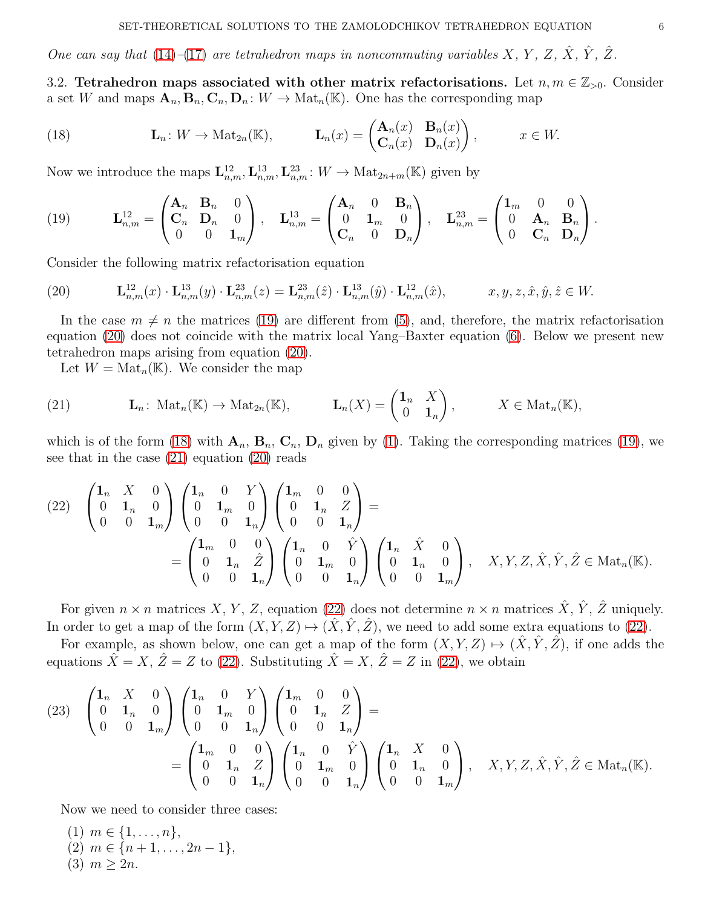*One can say that (14)–(17) are tetrahedron maps in noncommuting variables $X$, $Y$, $Z$, $\hat{X}$, $\hat{Y}$, $\hat{Z}$.*

3.2. **Tetrahedron maps associated with other matrix refactorisations.** Let $n, m \in \mathbb{Z}_{>0}$. Consider a set $W$ and maps $\mathbf{A}_n, \mathbf{B}_n, \mathbf{C}_n, \mathbf{D}_n \colon W \to \mathrm{Mat}_n(\mathbb{K})$. One has the corresponding map

$$
\mathbf{L}_n \colon W \to \mathrm{Mat}_{2n}(\mathbb{K}), \qquad \mathbf{L}_n(x) = \begin{pmatrix} \mathbf{A}_n(x) & \mathbf{B}_n(x) \\ \mathbf{C}_n(x) & \mathbf{D}_n(x) \end{pmatrix}, \qquad x \in W. \tag{18}
$$

Now we introduce the maps $\mathbf{L}^{12}_{n,m}, \mathbf{L}^{13}_{n,m}, \mathbf{L}^{23}_{n,m} \colon W \to \mathrm{Mat}_{2n+m}(\mathbb{K})$ given by

$$
\mathbf{L}^{12}_{n,m} = \begin{pmatrix} \mathbf{A}_n & \mathbf{B}_n & 0 \\ \mathbf{C}_n & \mathbf{D}_n & 0 \\ 0 & 0 & \mathbf{1}_m \end{pmatrix}, \quad \mathbf{L}^{13}_{n,m} = \begin{pmatrix} \mathbf{A}_n & 0 & \mathbf{B}_n \\ 0 & \mathbf{1}_m & 0 \\ \mathbf{C}_n & 0 & \mathbf{D}_n \end{pmatrix}, \quad \mathbf{L}^{23}_{n,m} = \begin{pmatrix} \mathbf{1}_m & 0 & 0 \\ 0 & \mathbf{A}_n & \mathbf{B}_n \\ 0 & \mathbf{C}_n & \mathbf{D}_n \end{pmatrix}. \tag{19}
$$

Consider the following matrix refactorisation equation

$$
\mathbf{L}^{12}_{n,m}(x) \cdot \mathbf{L}^{13}_{n,m}(y) \cdot \mathbf{L}^{23}_{n,m}(z) = \mathbf{L}^{23}_{n,m}(\hat{z}) \cdot \mathbf{L}^{13}_{n,m}(\hat{y}) \cdot \mathbf{L}^{12}_{n,m}(\hat{x}), \qquad x, y, z, \hat{x}, \hat{y}, \hat{z} \in W. \tag{20}
$$

In the case $m \neq n$ the matrices (19) are different from (5), and, therefore, the matrix refactorisation equation (20) does not coincide with the matrix local Yang–Baxter equation (6). Below we present new tetrahedron maps arising from equation (20).

Let $W = \mathrm{Mat}_n(\mathbb{K})$. We consider the map

$$
\mathbf{L}_n \colon \mathrm{Mat}_n(\mathbb{K}) \to \mathrm{Mat}_{2n}(\mathbb{K}), \qquad \mathbf{L}_n(X) = \begin{pmatrix} \mathbf{1}_n & X \\ 0 & \mathbf{1}_n \end{pmatrix}, \qquad X \in \mathrm{Mat}_n(\mathbb{K}), \tag{21}
$$

which is of the form (18) with $\mathbf{A}_n, \mathbf{B}_n, \mathbf{C}_n, \mathbf{D}_n$ given by (1). Taking the corresponding matrices (19), we see that in the case (21) equation (20) reads

$$
\begin{pmatrix} \mathbf{1}_n & X & 0 \\ 0 & \mathbf{1}_n & 0 \\ 0 & 0 & \mathbf{1}_m \end{pmatrix} \begin{pmatrix} \mathbf{1}_n & 0 & Y \\ 0 & \mathbf{1}_m & 0 \\ 0 & 0 & \mathbf{1}_n \end{pmatrix} \begin{pmatrix} \mathbf{1}_m & 0 & 0 \\ 0 & \mathbf{1}_n & Z \\ 0 & 0 & \mathbf{1}_n \end{pmatrix} = \begin{pmatrix} \mathbf{1}_m & 0 & 0 \\ 0 & \mathbf{1}_n & \hat{Z} \\ 0 & 0 & \mathbf{1}_n \end{pmatrix} \begin{pmatrix} \mathbf{1}_n & 0 & \hat{Y} \\ 0 & \mathbf{1}_m & 0 \\ 0 & 0 & \mathbf{1}_n \end{pmatrix} \begin{pmatrix} \mathbf{1}_n & \hat{X} & 0 \\ 0 & \mathbf{1}_n & 0 \\ 0 & 0 & \mathbf{1}_m \end{pmatrix}, \quad X, Y, Z, \hat{X}, \hat{Y}, \hat{Z} \in \mathrm{Mat}_n(\mathbb{K}). \tag{22}
$$

For given $n \times n$ matrices $X$, $Y$, $Z$, equation (22) does not determine $n \times n$ matrices $\hat{X}$, $\hat{Y}$, $\hat{Z}$ uniquely. In order to get a map of the form $(X, Y, Z) \mapsto (\hat{X}, \hat{Y}, \hat{Z})$, we need to add some extra equations to (22).

For example, as shown below, one can get a map of the form $(X, Y, Z) \mapsto (\hat{X}, \hat{Y}, \hat{Z})$, if one adds the equations $\hat{X} = X$, $\hat{Z} = Z$ to (22). Substituting $\hat{X} = X$, $\hat{Z} = Z$ in (22), we obtain

$$
\begin{pmatrix} \mathbf{1}_n & X & 0 \\ 0 & \mathbf{1}_n & 0 \\ 0 & 0 & \mathbf{1}_m \end{pmatrix} \begin{pmatrix} \mathbf{1}_n & 0 & Y \\ 0 & \mathbf{1}_m & 0 \\ 0 & 0 & \mathbf{1}_n \end{pmatrix} \begin{pmatrix} \mathbf{1}_m & 0 & 0 \\ 0 & \mathbf{1}_n & Z \\ 0 & 0 & \mathbf{1}_n \end{pmatrix} = \begin{pmatrix} \mathbf{1}_m & 0 & 0 \\ 0 & \mathbf{1}_n & Z \\ 0 & 0 & \mathbf{1}_n \end{pmatrix} \begin{pmatrix} \mathbf{1}_n & 0 & \hat{Y} \\ 0 & \mathbf{1}_m & 0 \\ 0 & 0 & \mathbf{1}_n \end{pmatrix} \begin{pmatrix} \mathbf{1}_n & X & 0 \\ 0 & \mathbf{1}_n & 0 \\ 0 & 0 & \mathbf{1}_m \end{pmatrix}, \quad X, Y, Z, \hat{X}, \hat{Y}, \hat{Z} \in \mathrm{Mat}_n(\mathbb{K}). \tag{23}
$$

Now we need to consider three cases:

1. $m \in \{1, \dots, n\}$,
2. $m \in \{n+1, \dots, 2n-1\}$,
3. $m \geq 2n$.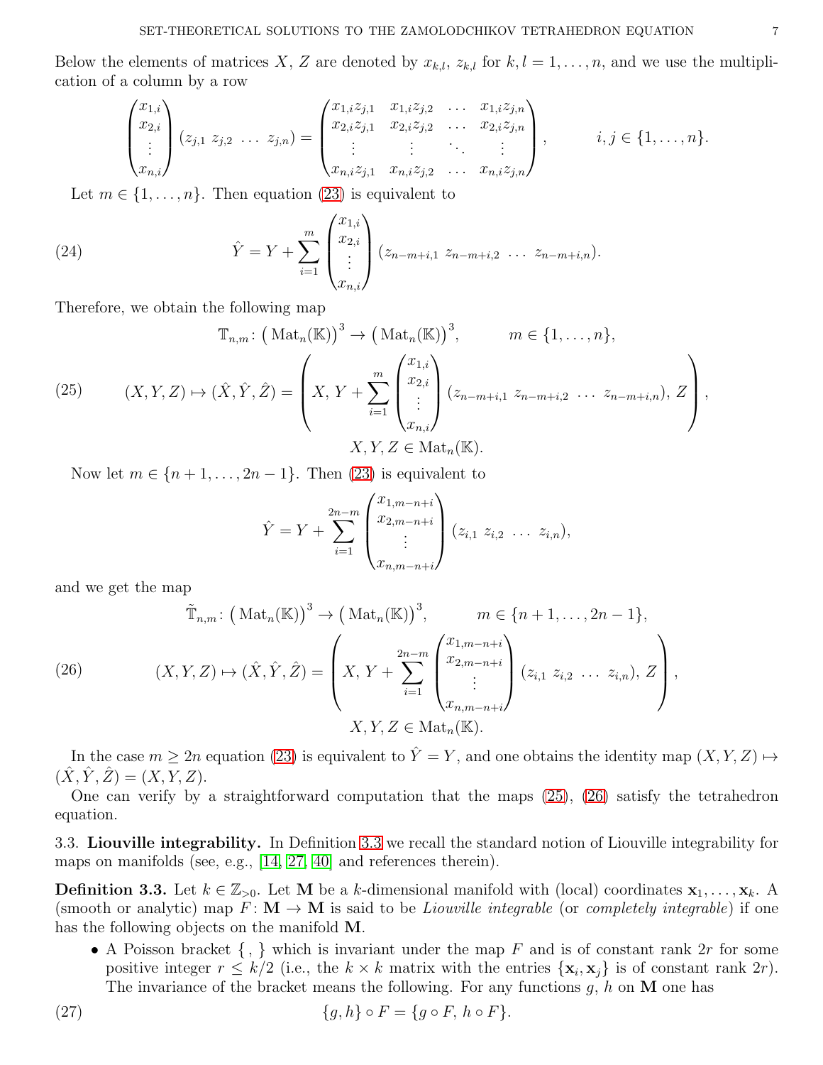Below the elements of matrices $X$, $Z$ are denoted by $x_{k,l}$, $z_{k,l}$ for $k,l = 1,\dots,n$, and we use the multiplication of a column by a row

$$\begin{pmatrix} x_{1,i} \\ x_{2,i} \\ \vdots \\ x_{n,i} \end{pmatrix} (z_{j,1}\ z_{j,2}\ \dots\ z_{j,n}) = \begin{pmatrix} x_{1,i}z_{j,1} & x_{1,i}z_{j,2} & \dots & x_{1,i}z_{j,n} \\ x_{2,i}z_{j,1} & x_{2,i}z_{j,2} & \dots & x_{2,i}z_{j,n} \\ \vdots & \vdots & \ddots & \vdots \\ x_{n,i}z_{j,1} & x_{n,i}z_{j,2} & \dots & x_{n,i}z_{j,n} \end{pmatrix}, \qquad i,j \in \{1,\dots,n\}.$$

Let $m \in \{1,\dots,n\}$. Then equation (23) is equivalent to

$$\hat{Y} = Y + \sum_{i=1}^{m} \begin{pmatrix} x_{1,i} \\ x_{2,i} \\ \vdots \\ x_{n,i} \end{pmatrix} (z_{n-m+i,1}\ z_{n-m+i,2}\ \dots\ z_{n-m+i,n}). \tag{24}$$

Therefore, we obtain the following map

$$\mathbb{T}_{n,m}\colon \big(\operatorname{Mat}_n(\mathbb{K})\big)^3 \to \big(\operatorname{Mat}_n(\mathbb{K})\big)^3, \qquad m \in \{1,\dots,n\},$$

$$(X,Y,Z) \mapsto (\hat{X},\hat{Y},\hat{Z}) = \left( X,\ Y + \sum_{i=1}^{m} \begin{pmatrix} x_{1,i} \\ x_{2,i} \\ \vdots \\ x_{n,i} \end{pmatrix} (z_{n-m+i,1}\ z_{n-m+i,2}\ \dots\ z_{n-m+i,n}),\ Z \right), \tag{25}$$

$$X,Y,Z \in \operatorname{Mat}_n(\mathbb{K}).$$

Now let $m \in \{n+1,\dots,2n-1\}$. Then (23) is equivalent to

$$\hat{Y} = Y + \sum_{i=1}^{2n-m} \begin{pmatrix} x_{1,m-n+i} \\ x_{2,m-n+i} \\ \vdots \\ x_{n,m-n+i} \end{pmatrix} (z_{i,1}\ z_{i,2}\ \dots\ z_{i,n}),$$

and we get the map

$$\tilde{\mathbb{T}}_{n,m}\colon \big(\operatorname{Mat}_n(\mathbb{K})\big)^3 \to \big(\operatorname{Mat}_n(\mathbb{K})\big)^3, \qquad m \in \{n+1,\dots,2n-1\},$$

$$(X,Y,Z) \mapsto (\hat{X},\hat{Y},\hat{Z}) = \left( X,\ Y + \sum_{i=1}^{2n-m} \begin{pmatrix} x_{1,m-n+i} \\ x_{2,m-n+i} \\ \vdots \\ x_{n,m-n+i} \end{pmatrix} (z_{i,1}\ z_{i,2}\ \dots\ z_{i,n}),\ Z \right), \tag{26}$$

$$X,Y,Z \in \operatorname{Mat}_n(\mathbb{K}).$$

In the case $m \geq 2n$ equation (23) is equivalent to $\hat{Y} = Y$, and one obtains the identity map $(X,Y,Z) \mapsto (\hat{X},\hat{Y},\hat{Z}) = (X,Y,Z)$.

One can verify by a straightforward computation that the maps (25), (26) satisfy the tetrahedron equation.

3.3. **Liouville integrability.** In Definition 3.3 we recall the standard notion of Liouville integrability for maps on manifolds (see, e.g., [14, 27, 40] and references therein).

**Definition 3.3.** Let $k \in \mathbb{Z}_{>0}$. Let $\mathbf{M}$ be a $k$-dimensional manifold with (local) coordinates $\mathbf{x}_1,\dots,\mathbf{x}_k$. A (smooth or analytic) map $F\colon \mathbf{M} \to \mathbf{M}$ is said to be *Liouville integrable* (or *completely integrable*) if one has the following objects on the manifold $\mathbf{M}$.

- A Poisson bracket $\{\,,\,\}$ which is invariant under the map $F$ and is of constant rank $2r$ for some positive integer $r \leq k/2$ (i.e., the $k \times k$ matrix with the entries $\{\mathbf{x}_i,\mathbf{x}_j\}$ is of constant rank $2r$). The invariance of the bracket means the following. For any functions $g$, $h$ on $\mathbf{M}$ one has

$$\{g,h\} \circ F = \{g \circ F,\ h \circ F\}. \tag{27}$$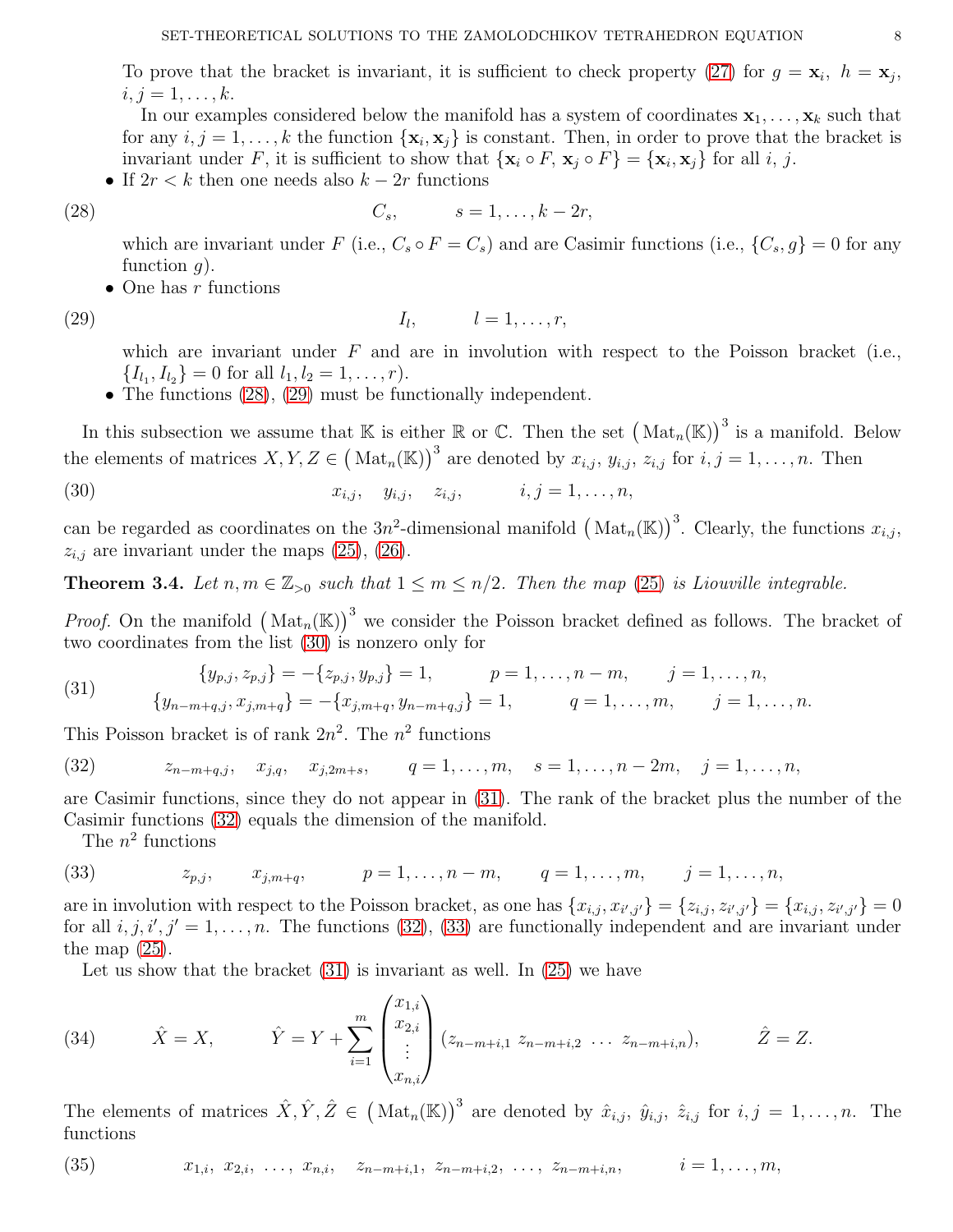To prove that the bracket is invariant, it is sufficient to check property (27) for $g = \mathbf{x}_i$, $h = \mathbf{x}_j$, $i, j = 1, \dots, k$.

In our examples considered below the manifold has a system of coordinates $\mathbf{x}_1, \dots, \mathbf{x}_k$ such that for any $i, j = 1, \dots, k$ the function $\{\mathbf{x}_i, \mathbf{x}_j\}$ is constant. Then, in order to prove that the bracket is invariant under $F$, it is sufficient to show that $\{\mathbf{x}_i \circ F, \mathbf{x}_j \circ F\} = \{\mathbf{x}_i, \mathbf{x}_j\}$ for all $i$, $j$.

- If $2r < k$ then one needs also $k - 2r$ functions

$$C_s, \qquad s = 1, \dots, k - 2r, \tag{28}$$

which are invariant under $F$ (i.e., $C_s \circ F = C_s$) and are Casimir functions (i.e., $\{C_s, g\} = 0$ for any function $g$).

- One has $r$ functions

$$I_l, \qquad l = 1, \dots, r, \tag{29}$$

which are invariant under $F$ and are in involution with respect to the Poisson bracket (i.e., $\{I_{l_1}, I_{l_2}\} = 0$ for all $l_1, l_2 = 1, \dots, r$).

- The functions (28), (29) must be functionally independent.

In this subsection we assume that $\mathbb{K}$ is either $\mathbb{R}$ or $\mathbb{C}$. Then the set $\left(\mathrm{Mat}_n(\mathbb{K})\right)^3$ is a manifold. Below the elements of matrices $X, Y, Z \in \left(\mathrm{Mat}_n(\mathbb{K})\right)^3$ are denoted by $x_{i,j}$, $y_{i,j}$, $z_{i,j}$ for $i, j = 1, \dots, n$. Then

$$x_{i,j}, \quad y_{i,j}, \quad z_{i,j}, \qquad i, j = 1, \dots, n, \tag{30}$$

can be regarded as coordinates on the $3n^2$-dimensional manifold $\left(\mathrm{Mat}_n(\mathbb{K})\right)^3$. Clearly, the functions $x_{i,j}$, $z_{i,j}$ are invariant under the maps (25), (26).

**Theorem 3.4.** *Let $n, m \in \mathbb{Z}_{>0}$ such that $1 \le m \le n/2$. Then the map (25) is Liouville integrable.*

*Proof.* On the manifold $\left(\mathrm{Mat}_n(\mathbb{K})\right)^3$ we consider the Poisson bracket defined as follows. The bracket of two coordinates from the list (30) is nonzero only for

$$\begin{aligned} \{y_{p,j}, z_{p,j}\} = -\{z_{p,j}, y_{p,j}\} = 1, \qquad & p = 1, \dots, n - m, \qquad j = 1, \dots, n, \\ \{y_{n-m+q,j}, x_{j,m+q}\} = -\{x_{j,m+q}, y_{n-m+q,j}\} = 1, \qquad & q = 1, \dots, m, \qquad j = 1, \dots, n. \end{aligned} \tag{31}$$

This Poisson bracket is of rank $2n^2$. The $n^2$ functions

$$z_{n-m+q,j}, \quad x_{j,q}, \quad x_{j,2m+s}, \qquad q = 1, \dots, m, \quad s = 1, \dots, n - 2m, \quad j = 1, \dots, n, \tag{32}$$

are Casimir functions, since they do not appear in (31). The rank of the bracket plus the number of the Casimir functions (32) equals the dimension of the manifold.

The $n^2$ functions

$$z_{p,j}, \qquad x_{j,m+q}, \qquad p = 1, \dots, n - m, \qquad q = 1, \dots, m, \qquad j = 1, \dots, n, \tag{33}$$

are in involution with respect to the Poisson bracket, as one has $\{x_{i,j}, x_{i',j'}\} = \{z_{i,j}, z_{i',j'}\} = \{x_{i,j}, z_{i',j'}\} = 0$ for all $i, j, i', j' = 1, \dots, n$. The functions (32), (33) are functionally independent and are invariant under the map (25).

Let us show that the bracket (31) is invariant as well. In (25) we have

$$\hat{X} = X, \qquad \hat{Y} = Y + \sum_{i=1}^{m} \begin{pmatrix} x_{1,i} \\ x_{2,i} \\ \vdots \\ x_{n,i} \end{pmatrix} \left(z_{n-m+i,1} \ z_{n-m+i,2} \ \dots \ z_{n-m+i,n}\right), \qquad \hat{Z} = Z. \tag{34}$$

The elements of matrices $\hat{X}, \hat{Y}, \hat{Z} \in \left(\mathrm{Mat}_n(\mathbb{K})\right)^3$ are denoted by $\hat{x}_{i,j}$, $\hat{y}_{i,j}$, $\hat{z}_{i,j}$ for $i, j = 1, \dots, n$. The functions

$$x_{1,i}, \ x_{2,i}, \ \dots, \ x_{n,i}, \quad z_{n-m+i,1}, \ z_{n-m+i,2}, \ \dots, \ z_{n-m+i,n}, \qquad i = 1, \dots, m, \tag{35}$$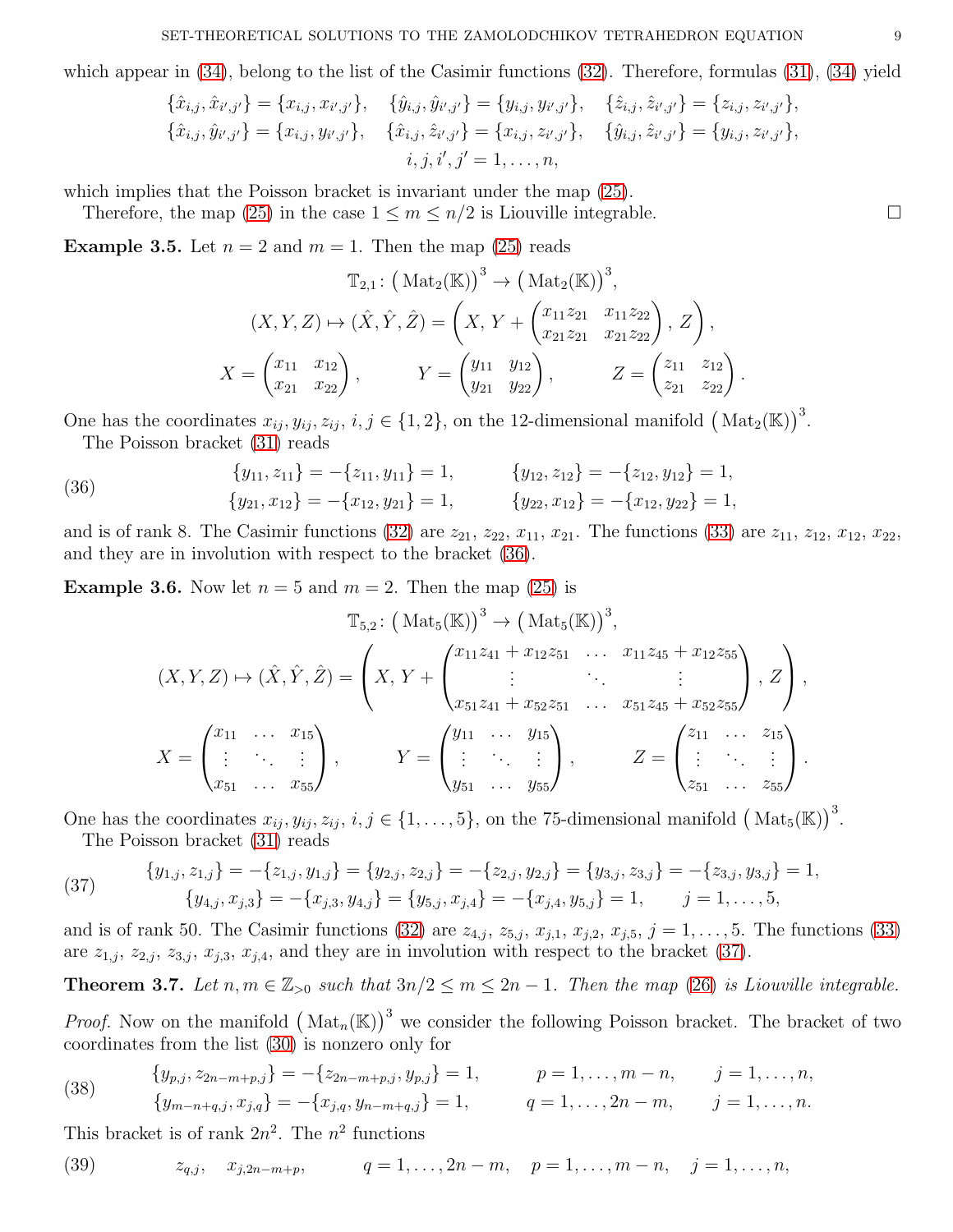which appear in (34), belong to the list of the Casimir functions (32). Therefore, formulas (31), (34) yield

$$
\begin{gathered}
\{\hat{x}_{i,j}, \hat{x}_{i',j'}\} = \{x_{i,j}, x_{i',j'}\}, \quad \{\hat{y}_{i,j}, \hat{y}_{i',j'}\} = \{y_{i,j}, y_{i',j'}\}, \quad \{\hat{z}_{i,j}, \hat{z}_{i',j'}\} = \{z_{i,j}, z_{i',j'}\}, \\
\{\hat{x}_{i,j}, \hat{y}_{i',j'}\} = \{x_{i,j}, y_{i',j'}\}, \quad \{\hat{x}_{i,j}, \hat{z}_{i',j'}\} = \{x_{i,j}, z_{i',j'}\}, \quad \{\hat{y}_{i,j}, \hat{z}_{i',j'}\} = \{y_{i,j}, z_{i',j'}\}, \\
i, j, i', j' = 1, \dots, n,
\end{gathered}
$$

which implies that the Poisson bracket is invariant under the map (25).

Therefore, the map (25) in the case $1 \le m \le n/2$ is Liouville integrable. □

**Example 3.5.** Let $n = 2$ and $m = 1$. Then the map (25) reads

$$
\mathbb{T}_{2,1} \colon \big(\operatorname{Mat}_2(\mathbb{K})\big)^3 \to \big(\operatorname{Mat}_2(\mathbb{K})\big)^3,
$$

$$
(X, Y, Z) \mapsto (\hat{X}, \hat{Y}, \hat{Z}) = \left( X,\ Y + \begin{pmatrix} x_{11}z_{21} & x_{11}z_{22} \\ x_{21}z_{21} & x_{21}z_{22} \end{pmatrix},\ Z \right),
$$

$$
X = \begin{pmatrix} x_{11} & x_{12} \\ x_{21} & x_{22} \end{pmatrix}, \qquad Y = \begin{pmatrix} y_{11} & y_{12} \\ y_{21} & y_{22} \end{pmatrix}, \qquad Z = \begin{pmatrix} z_{11} & z_{12} \\ z_{21} & z_{22} \end{pmatrix}.
$$

One has the coordinates $x_{ij}, y_{ij}, z_{ij}$, $i, j \in \{1, 2\}$, on the 12-dimensional manifold $\big(\operatorname{Mat}_2(\mathbb{K})\big)^3$.

The Poisson bracket (31) reads

$$
\begin{aligned}
&\{y_{11}, z_{11}\} = -\{z_{11}, y_{11}\} = 1, \qquad &&\{y_{12}, z_{12}\} = -\{z_{12}, y_{12}\} = 1, \\
&\{y_{21}, x_{12}\} = -\{x_{12}, y_{21}\} = 1, \qquad &&\{y_{22}, x_{12}\} = -\{x_{12}, y_{22}\} = 1,
\end{aligned} \tag{36}
$$

and is of rank 8. The Casimir functions (32) are $z_{21}$, $z_{22}$, $x_{11}$, $x_{21}$. The functions (33) are $z_{11}$, $z_{12}$, $x_{12}$, $x_{22}$, and they are in involution with respect to the bracket (36).

**Example 3.6.** Now let $n = 5$ and $m = 2$. Then the map (25) is

$$
\mathbb{T}_{5,2} \colon \big(\operatorname{Mat}_5(\mathbb{K})\big)^3 \to \big(\operatorname{Mat}_5(\mathbb{K})\big)^3,
$$

$$
(X, Y, Z) \mapsto (\hat{X}, \hat{Y}, \hat{Z}) = \left( X,\ Y + \begin{pmatrix} x_{11}z_{41} + x_{12}z_{51} & \dots & x_{11}z_{45} + x_{12}z_{55} \\ \vdots & \ddots & \vdots \\ x_{51}z_{41} + x_{52}z_{51} & \dots & x_{51}z_{45} + x_{52}z_{55} \end{pmatrix},\ Z \right),
$$

$$
X = \begin{pmatrix} x_{11} & \dots & x_{15} \\ \vdots & \ddots & \vdots \\ x_{51} & \dots & x_{55} \end{pmatrix}, \qquad Y = \begin{pmatrix} y_{11} & \dots & y_{15} \\ \vdots & \ddots & \vdots \\ y_{51} & \dots & y_{55} \end{pmatrix}, \qquad Z = \begin{pmatrix} z_{11} & \dots & z_{15} \\ \vdots & \ddots & \vdots \\ z_{51} & \dots & z_{55} \end{pmatrix}.
$$

One has the coordinates $x_{ij}, y_{ij}, z_{ij}$, $i, j \in \{1, \dots, 5\}$, on the 75-dimensional manifold $\big(\operatorname{Mat}_5(\mathbb{K})\big)^3$.

The Poisson bracket (31) reads

$$
\begin{gathered}
\{y_{1,j}, z_{1,j}\} = -\{z_{1,j}, y_{1,j}\} = \{y_{2,j}, z_{2,j}\} = -\{z_{2,j}, y_{2,j}\} = \{y_{3,j}, z_{3,j}\} = -\{z_{3,j}, y_{3,j}\} = 1, \\
\{y_{4,j}, x_{j,3}\} = -\{x_{j,3}, y_{4,j}\} = \{y_{5,j}, x_{j,4}\} = -\{x_{j,4}, y_{5,j}\} = 1, \qquad j = 1, \dots, 5,
\end{gathered} \tag{37}
$$

and is of rank 50. The Casimir functions (32) are $z_{4,j}$, $z_{5,j}$, $x_{j,1}$, $x_{j,2}$, $x_{j,5}$, $j = 1, \dots, 5$. The functions (33) are $z_{1,j}$, $z_{2,j}$, $z_{3,j}$, $x_{j,3}$, $x_{j,4}$, and they are in involution with respect to the bracket (37).

**Theorem 3.7.** *Let $n, m \in \mathbb{Z}_{>0}$ such that $3n/2 \le m \le 2n - 1$. Then the map (26) is Liouville integrable.*

*Proof.* Now on the manifold $\big(\operatorname{Mat}_n(\mathbb{K})\big)^3$ we consider the following Poisson bracket. The bracket of two coordinates from the list (30) is nonzero only for

$$
\begin{aligned}
&\{y_{p,j}, z_{2n-m+p,j}\} = -\{z_{2n-m+p,j}, y_{p,j}\} = 1, \qquad &&p = 1, \dots, m - n, \qquad j = 1, \dots, n, \\
&\{y_{m-n+q,j}, x_{j,q}\} = -\{x_{j,q}, y_{n-m+q,j}\} = 1, \qquad &&q = 1, \dots, 2n - m, \qquad j = 1, \dots, n.
\end{aligned} \tag{38}
$$

This bracket is of rank $2n^2$. The $n^2$ functions

$$
z_{q,j}, \quad x_{j,2n-m+p}, \qquad q = 1, \dots, 2n - m, \quad p = 1, \dots, m - n, \quad j = 1, \dots, n, \tag{39}
$$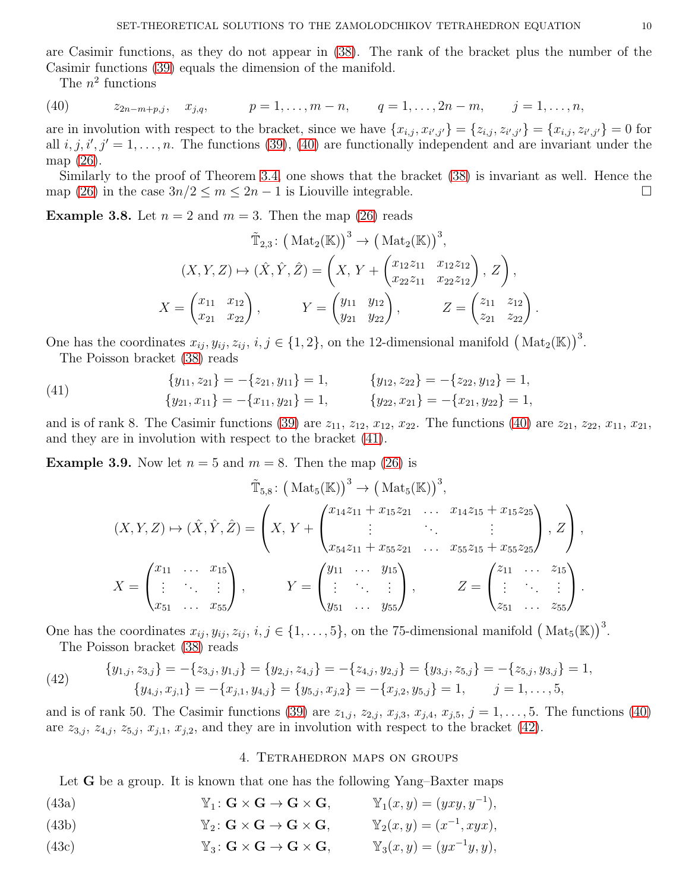are Casimir functions, as they do not appear in (38). The rank of the bracket plus the number of the Casimir functions (39) equals the dimension of the manifold.

The $n^2$ functions

$$z_{2n-m+p,j}, \quad x_{j,q}, \qquad p=1,\dots,m-n, \qquad q=1,\dots,2n-m, \qquad j=1,\dots,n, \tag{40}$$

are in involution with respect to the bracket, since we have $\{x_{i,j}, x_{i',j'}\} = \{z_{i,j}, z_{i',j'}\} = \{x_{i,j}, z_{i',j'}\} = 0$ for all $i,j,i',j' = 1,\dots,n$. The functions (39), (40) are functionally independent and are invariant under the map (26).

Similarly to the proof of Theorem 3.4, one shows that the bracket (38) is invariant as well. Hence the map (26) in the case $3n/2 \le m \le 2n-1$ is Liouville integrable. □

**Example 3.8.** Let $n=2$ and $m=3$. Then the map (26) reads

$$\tilde{\mathbb{T}}_{2,3} \colon \big(\operatorname{Mat}_2(\mathbb{K})\big)^3 \to \big(\operatorname{Mat}_2(\mathbb{K})\big)^3,$$

$$(X,Y,Z) \mapsto (\hat{X},\hat{Y},\hat{Z}) = \left(X,\ Y + \begin{pmatrix} x_{12}z_{11} & x_{12}z_{12} \\ x_{22}z_{11} & x_{22}z_{12}\end{pmatrix},\ Z\right),$$

$$X = \begin{pmatrix} x_{11} & x_{12} \\ x_{21} & x_{22}\end{pmatrix}, \qquad Y = \begin{pmatrix} y_{11} & y_{12} \\ y_{21} & y_{22}\end{pmatrix}, \qquad Z = \begin{pmatrix} z_{11} & z_{12} \\ z_{21} & z_{22}\end{pmatrix}.$$

One has the coordinates $x_{ij}, y_{ij}, z_{ij}$, $i,j \in \{1,2\}$, on the 12-dimensional manifold $\big(\operatorname{Mat}_2(\mathbb{K})\big)^3$.

The Poisson bracket (38) reads

$$\begin{aligned} \{y_{11}, z_{21}\} &= -\{z_{21}, y_{11}\} = 1, \qquad & \{y_{12}, z_{22}\} &= -\{z_{22}, y_{12}\} = 1, \\ \{y_{21}, x_{11}\} &= -\{x_{11}, y_{21}\} = 1, \qquad & \{y_{22}, x_{21}\} &= -\{x_{21}, y_{22}\} = 1, \end{aligned} \tag{41}$$

and is of rank 8. The Casimir functions (39) are $z_{11}$, $z_{12}$, $x_{12}$, $x_{22}$. The functions (40) are $z_{21}$, $z_{22}$, $x_{11}$, $x_{21}$, and they are in involution with respect to the bracket (41).

**Example 3.9.** Now let $n=5$ and $m=8$. Then the map (26) is

$$\tilde{\mathbb{T}}_{5,8} \colon \big(\operatorname{Mat}_5(\mathbb{K})\big)^3 \to \big(\operatorname{Mat}_5(\mathbb{K})\big)^3,$$

$$(X,Y,Z) \mapsto (\hat{X},\hat{Y},\hat{Z}) = \left(X,\ Y + \begin{pmatrix} x_{14}z_{11} + x_{15}z_{21} & \dots & x_{14}z_{15} + x_{15}z_{25} \\ \vdots & \ddots & \vdots \\ x_{54}z_{11} + x_{55}z_{21} & \dots & x_{55}z_{15} + x_{55}z_{25}\end{pmatrix},\ Z\right),$$

$$X = \begin{pmatrix} x_{11} & \dots & x_{15} \\ \vdots & \ddots & \vdots \\ x_{51} & \dots & x_{55}\end{pmatrix}, \qquad Y = \begin{pmatrix} y_{11} & \dots & y_{15} \\ \vdots & \ddots & \vdots \\ y_{51} & \dots & y_{55}\end{pmatrix}, \qquad Z = \begin{pmatrix} z_{11} & \dots & z_{15} \\ \vdots & \ddots & \vdots \\ z_{51} & \dots & z_{55}\end{pmatrix}.$$

One has the coordinates $x_{ij}, y_{ij}, z_{ij}$, $i,j \in \{1,\dots,5\}$, on the 75-dimensional manifold $\big(\operatorname{Mat}_5(\mathbb{K})\big)^3$.

The Poisson bracket (38) reads

$$\begin{gathered} \{y_{1,j}, z_{3,j}\} = -\{z_{3,j}, y_{1,j}\} = \{y_{2,j}, z_{4,j}\} = -\{z_{4,j}, y_{2,j}\} = \{y_{3,j}, z_{5,j}\} = -\{z_{5,j}, y_{3,j}\} = 1, \\ \{y_{4,j}, x_{j,1}\} = -\{x_{j,1}, y_{4,j}\} = \{y_{5,j}, x_{j,2}\} = -\{x_{j,2}, y_{5,j}\} = 1, \qquad j = 1,\dots,5, \end{gathered} \tag{42}$$

and is of rank 50. The Casimir functions (39) are $z_{1,j}$, $z_{2,j}$, $x_{j,3}$, $x_{j,4}$, $x_{j,5}$, $j=1,\dots,5$. The functions (40) are $z_{3,j}$, $z_{4,j}$, $z_{5,j}$, $x_{j,1}$, $x_{j,2}$, and they are in involution with respect to the bracket (42).

## 4. Tetrahedron maps on groups

Let $\mathbf{G}$ be a group. It is known that one has the following Yang–Baxter maps

$$\mathbb{Y}_1 \colon \mathbf{G} \times \mathbf{G} \to \mathbf{G} \times \mathbf{G}, \qquad \mathbb{Y}_1(x,y) = (yxy, y^{-1}), \tag{43a}$$

$$\mathbb{Y}_2 \colon \mathbf{G} \times \mathbf{G} \to \mathbf{G} \times \mathbf{G}, \qquad \mathbb{Y}_2(x,y) = (x^{-1}, xyx), \tag{43b}$$

$$\mathbb{Y}_3 \colon \mathbf{G} \times \mathbf{G} \to \mathbf{G} \times \mathbf{G}, \qquad \mathbb{Y}_3(x,y) = (yx^{-1}y, y), \tag{43c}$$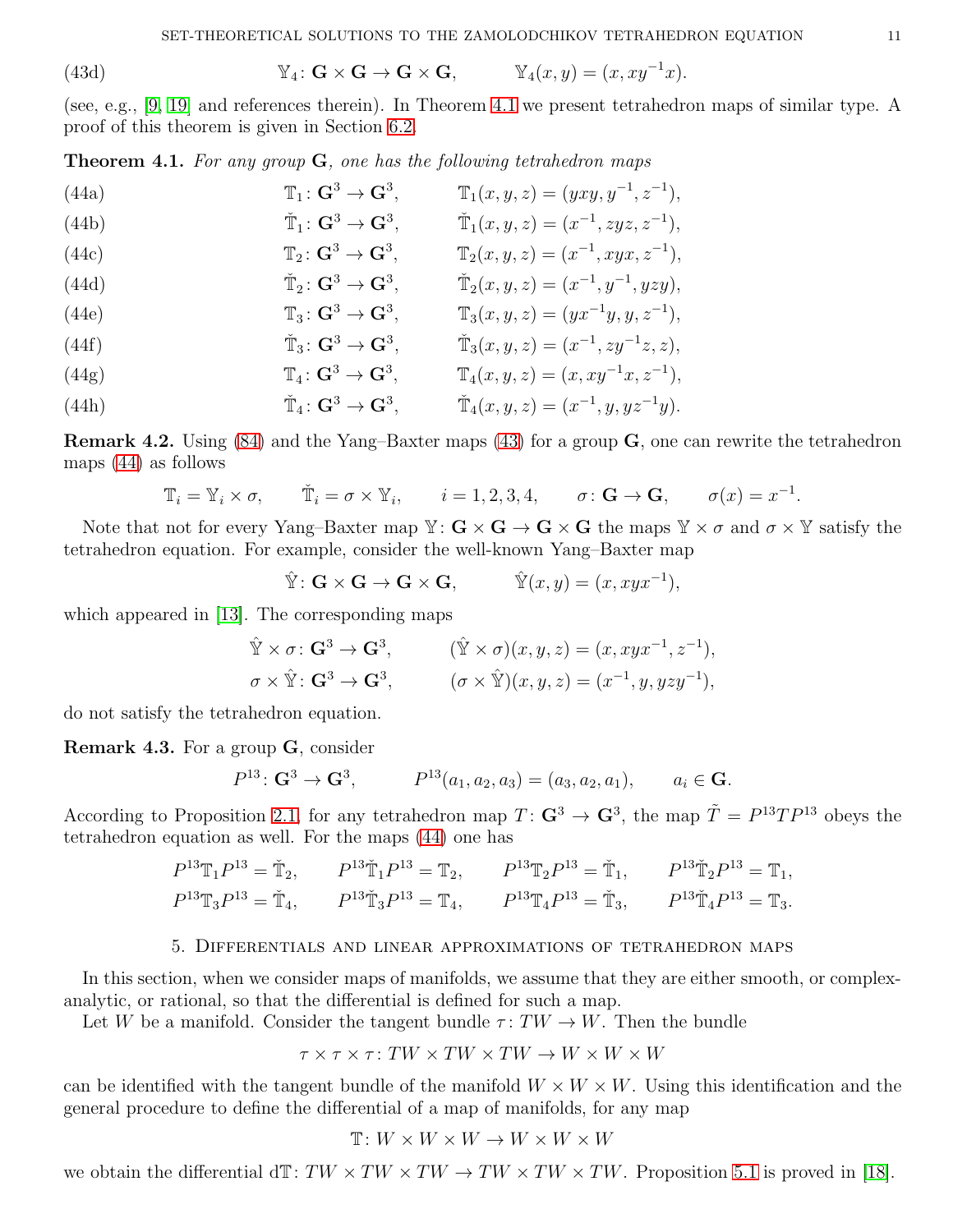$$\mathbb{Y}_4\colon \mathbf{G}\times\mathbf{G}\to\mathbf{G}\times\mathbf{G},\qquad \mathbb{Y}_4(x,y)=(x,xy^{-1}x). \tag{43d}$$

(see, e.g., [9, 19] and references therein). In Theorem 4.1 we present tetrahedron maps of similar type. A proof of this theorem is given in Section 6.2.

**Theorem 4.1.** *For any group* $\mathbf{G}$*, one has the following tetrahedron maps*

$$\mathbb{T}_1\colon \mathbf{G}^3\to\mathbf{G}^3,\qquad \mathbb{T}_1(x,y,z)=(yxy,y^{-1},z^{-1}), \tag{44a}$$

$$\check{\mathbb{T}}_1\colon \mathbf{G}^3\to\mathbf{G}^3,\qquad \check{\mathbb{T}}_1(x,y,z)=(x^{-1},zyz,z^{-1}), \tag{44b}$$

$$\mathbb{T}_2\colon \mathbf{G}^3\to\mathbf{G}^3,\qquad \mathbb{T}_2(x,y,z)=(x^{-1},xyx,z^{-1}), \tag{44c}$$

$$\check{\mathbb{T}}_2\colon \mathbf{G}^3\to\mathbf{G}^3,\qquad \check{\mathbb{T}}_2(x,y,z)=(x^{-1},y^{-1},yzy), \tag{44d}$$

$$\mathbb{T}_3\colon \mathbf{G}^3\to\mathbf{G}^3,\qquad \mathbb{T}_3(x,y,z)=(yx^{-1}y,y,z^{-1}), \tag{44e}$$

$$\check{\mathbb{T}}_3\colon \mathbf{G}^3\to\mathbf{G}^3,\qquad \check{\mathbb{T}}_3(x,y,z)=(x^{-1},zy^{-1}z,z), \tag{44f}$$

$$\mathbb{T}_4\colon \mathbf{G}^3\to\mathbf{G}^3,\qquad \mathbb{T}_4(x,y,z)=(x,xy^{-1}x,z^{-1}), \tag{44g}$$

$$\check{\mathbb{T}}_4\colon \mathbf{G}^3\to\mathbf{G}^3,\qquad \check{\mathbb{T}}_4(x,y,z)=(x^{-1},y,yz^{-1}y). \tag{44h}$$

**Remark 4.2.** Using (84) and the Yang–Baxter maps (43) for a group $\mathbf{G}$, one can rewrite the tetrahedron maps (44) as follows

$$\mathbb{T}_i=\mathbb{Y}_i\times\sigma,\qquad \check{\mathbb{T}}_i=\sigma\times\mathbb{Y}_i,\qquad i=1,2,3,4,\qquad \sigma\colon\mathbf{G}\to\mathbf{G},\qquad \sigma(x)=x^{-1}.$$

Note that not for every Yang–Baxter map $\mathbb{Y}\colon\mathbf{G}\times\mathbf{G}\to\mathbf{G}\times\mathbf{G}$ the maps $\mathbb{Y}\times\sigma$ and $\sigma\times\mathbb{Y}$ satisfy the tetrahedron equation. For example, consider the well-known Yang–Baxter map

$$\hat{\mathbb{Y}}\colon\mathbf{G}\times\mathbf{G}\to\mathbf{G}\times\mathbf{G},\qquad \hat{\mathbb{Y}}(x,y)=(x,xyx^{-1}),$$

which appeared in [13]. The corresponding maps

$$\hat{\mathbb{Y}}\times\sigma\colon\mathbf{G}^3\to\mathbf{G}^3,\qquad (\hat{\mathbb{Y}}\times\sigma)(x,y,z)=(x,xyx^{-1},z^{-1}),$$
$$\sigma\times\hat{\mathbb{Y}}\colon\mathbf{G}^3\to\mathbf{G}^3,\qquad (\sigma\times\hat{\mathbb{Y}})(x,y,z)=(x^{-1},y,yzy^{-1}),$$

do not satisfy the tetrahedron equation.

**Remark 4.3.** For a group $\mathbf{G}$, consider

$$P^{13}\colon\mathbf{G}^3\to\mathbf{G}^3,\qquad P^{13}(a_1,a_2,a_3)=(a_3,a_2,a_1),\qquad a_i\in\mathbf{G}.$$

According to Proposition 2.1, for any tetrahedron map $T\colon\mathbf{G}^3\to\mathbf{G}^3$, the map $\tilde{T}=P^{13}TP^{13}$ obeys the tetrahedron equation as well. For the maps (44) one has

$$P^{13}\mathbb{T}_1P^{13}=\check{\mathbb{T}}_2,\qquad P^{13}\check{\mathbb{T}}_1P^{13}=\mathbb{T}_2,\qquad P^{13}\mathbb{T}_2P^{13}=\check{\mathbb{T}}_1,\qquad P^{13}\check{\mathbb{T}}_2P^{13}=\mathbb{T}_1,$$
$$P^{13}\mathbb{T}_3P^{13}=\check{\mathbb{T}}_4,\qquad P^{13}\check{\mathbb{T}}_3P^{13}=\mathbb{T}_4,\qquad P^{13}\mathbb{T}_4P^{13}=\check{\mathbb{T}}_3,\qquad P^{13}\check{\mathbb{T}}_4P^{13}=\mathbb{T}_3.$$

## 5. Differentials and linear approximations of tetrahedron maps

In this section, when we consider maps of manifolds, we assume that they are either smooth, or complex-analytic, or rational, so that the differential is defined for such a map.

Let $W$ be a manifold. Consider the tangent bundle $\tau\colon TW\to W$. Then the bundle

$$\tau\times\tau\times\tau\colon TW\times TW\times TW\to W\times W\times W$$

can be identified with the tangent bundle of the manifold $W\times W\times W$. Using this identification and the general procedure to define the differential of a map of manifolds, for any map

$$\mathbb{T}\colon W\times W\times W\to W\times W\times W$$

we obtain the differential $\mathrm{d}\mathbb{T}\colon TW\times TW\times TW\to TW\times TW\times TW$. Proposition 5.1 is proved in [18].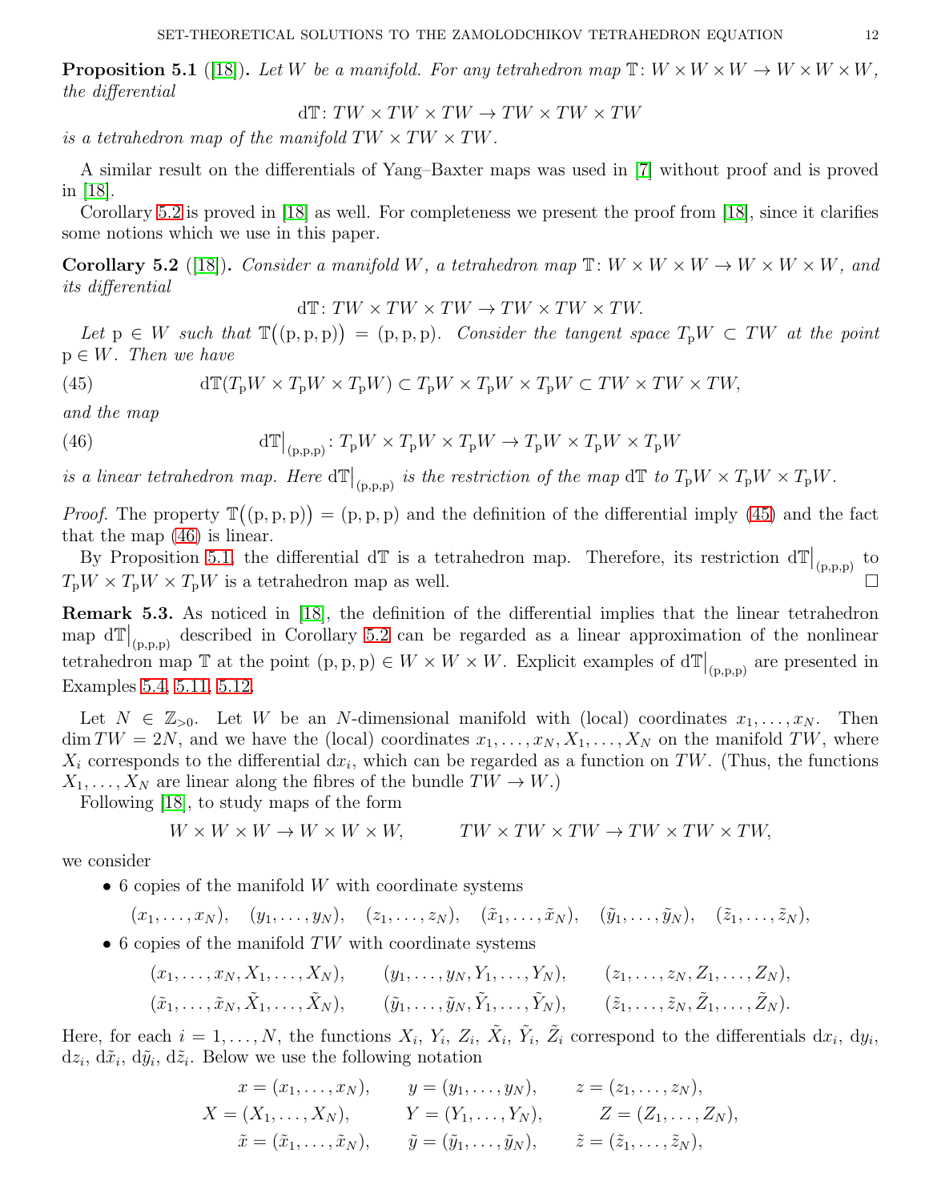**Proposition 5.1** ([18]). *Let $W$ be a manifold. For any tetrahedron map $\mathbb{T}\colon W\times W\times W\to W\times W\times W$, the differential*

$$\mathrm{d}\mathbb{T}\colon TW\times TW\times TW\to TW\times TW\times TW$$

*is a tetrahedron map of the manifold $TW\times TW\times TW$.*

A similar result on the differentials of Yang–Baxter maps was used in [7] without proof and is proved in [18].

Corollary 5.2 is proved in [18] as well. For completeness we present the proof from [18], since it clarifies some notions which we use in this paper.

**Corollary 5.2** ([18]). *Consider a manifold $W$, a tetrahedron map $\mathbb{T}\colon W\times W\times W\to W\times W\times W$, and its differential*

$$\mathrm{d}\mathbb{T}\colon TW\times TW\times TW\to TW\times TW\times TW.$$

*Let $\mathrm{p}\in W$ such that $\mathbb{T}\big((\mathrm{p},\mathrm{p},\mathrm{p})\big)=(\mathrm{p},\mathrm{p},\mathrm{p})$. Consider the tangent space $T_{\mathrm{p}}W\subset TW$ at the point $\mathrm{p}\in W$. Then we have*

$$\mathrm{d}\mathbb{T}(T_{\mathrm{p}}W\times T_{\mathrm{p}}W\times T_{\mathrm{p}}W)\subset T_{\mathrm{p}}W\times T_{\mathrm{p}}W\times T_{\mathrm{p}}W\subset TW\times TW\times TW, \tag{45}$$

*and the map*

$$\mathrm{d}\mathbb{T}\big|_{(\mathrm{p},\mathrm{p},\mathrm{p})}\colon T_{\mathrm{p}}W\times T_{\mathrm{p}}W\times T_{\mathrm{p}}W\to T_{\mathrm{p}}W\times T_{\mathrm{p}}W\times T_{\mathrm{p}}W \tag{46}$$

*is a linear tetrahedron map. Here $\mathrm{d}\mathbb{T}\big|_{(\mathrm{p},\mathrm{p},\mathrm{p})}$ is the restriction of the map $\mathrm{d}\mathbb{T}$ to $T_{\mathrm{p}}W\times T_{\mathrm{p}}W\times T_{\mathrm{p}}W$.*

*Proof.* The property $\mathbb{T}\big((\mathrm{p},\mathrm{p},\mathrm{p})\big)=(\mathrm{p},\mathrm{p},\mathrm{p})$ and the definition of the differential imply (45) and the fact that the map (46) is linear.

By Proposition 5.1, the differential $\mathrm{d}\mathbb{T}$ is a tetrahedron map. Therefore, its restriction $\mathrm{d}\mathbb{T}\big|_{(\mathrm{p},\mathrm{p},\mathrm{p})}$ to $T_{\mathrm{p}}W\times T_{\mathrm{p}}W\times T_{\mathrm{p}}W$ is a tetrahedron map as well. □

**Remark 5.3.** As noticed in [18], the definition of the differential implies that the linear tetrahedron map $\mathrm{d}\mathbb{T}\big|_{(\mathrm{p},\mathrm{p},\mathrm{p})}$ described in Corollary 5.2 can be regarded as a linear approximation of the nonlinear tetrahedron map $\mathbb{T}$ at the point $(\mathrm{p},\mathrm{p},\mathrm{p})\in W\times W\times W$. Explicit examples of $\mathrm{d}\mathbb{T}\big|_{(\mathrm{p},\mathrm{p},\mathrm{p})}$ are presented in Examples 5.4, 5.11, 5.12.

Let $N\in\mathbb{Z}_{>0}$. Let $W$ be an $N$-dimensional manifold with (local) coordinates $x_1,\dots,x_N$. Then $\dim TW=2N$, and we have the (local) coordinates $x_1,\dots,x_N,X_1,\dots,X_N$ on the manifold $TW$, where $X_i$ corresponds to the differential $\mathrm{d}x_i$, which can be regarded as a function on $TW$. (Thus, the functions $X_1,\dots,X_N$ are linear along the fibres of the bundle $TW\to W$.)

Following [18], to study maps of the form

$$W\times W\times W\to W\times W\times W,\qquad TW\times TW\times TW\to TW\times TW\times TW,$$

we consider

- 6 copies of the manifold $W$ with coordinate systems

$$(x_1,\dots,x_N),\quad (y_1,\dots,y_N),\quad (z_1,\dots,z_N),\quad (\tilde{x}_1,\dots,\tilde{x}_N),\quad (\tilde{y}_1,\dots,\tilde{y}_N),\quad (\tilde{z}_1,\dots,\tilde{z}_N),$$

- 6 copies of the manifold $TW$ with coordinate systems

$$(x_1,\dots,x_N,X_1,\dots,X_N),\qquad (y_1,\dots,y_N,Y_1,\dots,Y_N),\qquad (z_1,\dots,z_N,Z_1,\dots,Z_N),$$
$$(\tilde{x}_1,\dots,\tilde{x}_N,\tilde{X}_1,\dots,\tilde{X}_N),\qquad (\tilde{y}_1,\dots,\tilde{y}_N,\tilde{Y}_1,\dots,\tilde{Y}_N),\qquad (\tilde{z}_1,\dots,\tilde{z}_N,\tilde{Z}_1,\dots,\tilde{Z}_N).$$

Here, for each $i=1,\dots,N$, the functions $X_i$, $Y_i$, $Z_i$, $\tilde{X}_i$, $\tilde{Y}_i$, $\tilde{Z}_i$ correspond to the differentials $\mathrm{d}x_i$, $\mathrm{d}y_i$, $\mathrm{d}z_i$, $\mathrm{d}\tilde{x}_i$, $\mathrm{d}\tilde{y}_i$, $\mathrm{d}\tilde{z}_i$. Below we use the following notation

$$x=(x_1,\dots,x_N),\qquad y=(y_1,\dots,y_N),\qquad z=(z_1,\dots,z_N),$$
$$X=(X_1,\dots,X_N),\qquad Y=(Y_1,\dots,Y_N),\qquad Z=(Z_1,\dots,Z_N),$$
$$\tilde{x}=(\tilde{x}_1,\dots,\tilde{x}_N),\qquad \tilde{y}=(\tilde{y}_1,\dots,\tilde{y}_N),\qquad \tilde{z}=(\tilde{z}_1,\dots,\tilde{z}_N),$$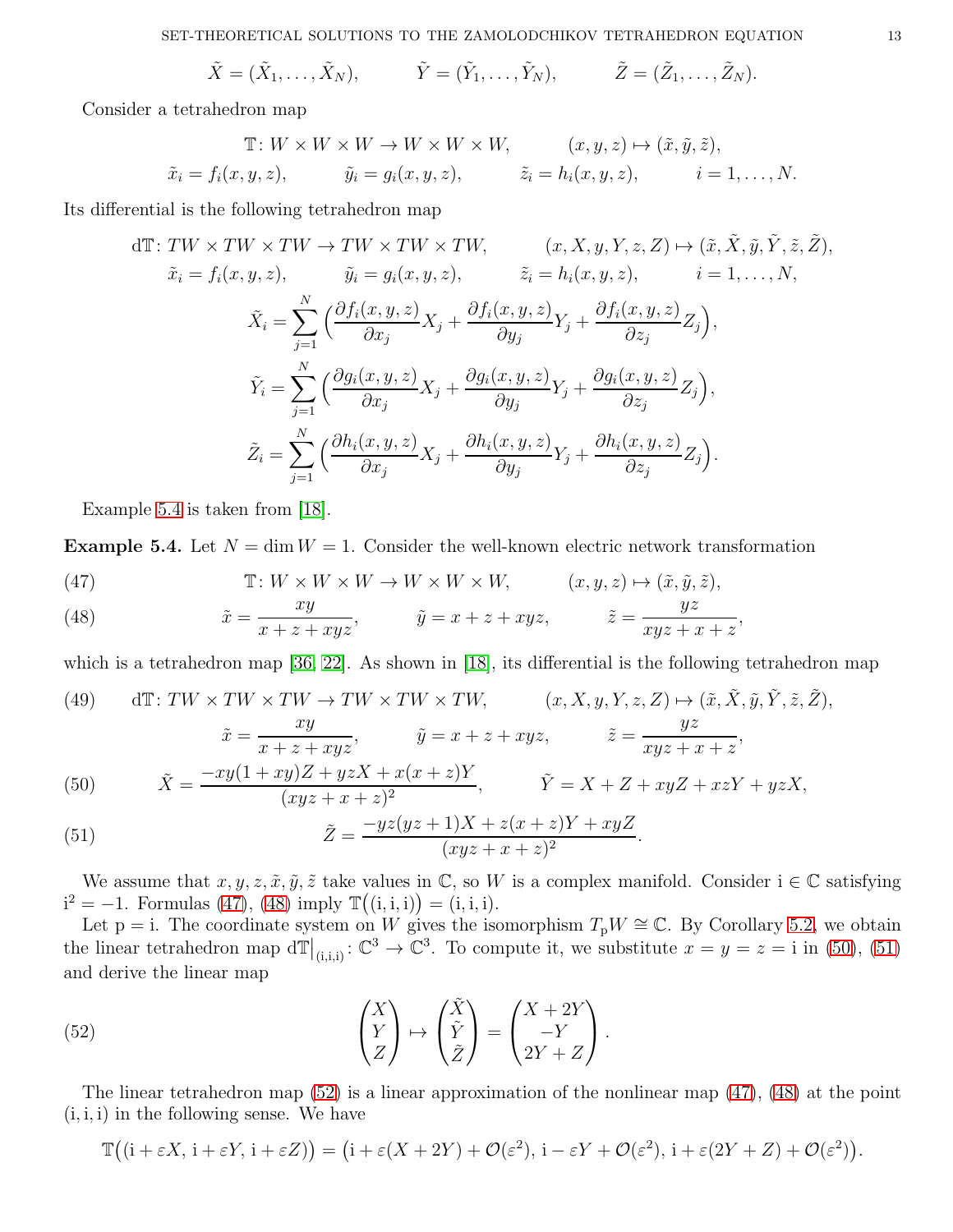$$\tilde{X} = (\tilde{X}_1, \dots, \tilde{X}_N), \qquad \tilde{Y} = (\tilde{Y}_1, \dots, \tilde{Y}_N), \qquad \tilde{Z} = (\tilde{Z}_1, \dots, \tilde{Z}_N).$$

Consider a tetrahedron map

$$\mathbb{T}\colon W \times W \times W \to W \times W \times W, \qquad (x, y, z) \mapsto (\tilde{x}, \tilde{y}, \tilde{z}),$$
$$\tilde{x}_i = f_i(x, y, z), \qquad \tilde{y}_i = g_i(x, y, z), \qquad \tilde{z}_i = h_i(x, y, z), \qquad i = 1, \dots, N.$$

Its differential is the following tetrahedron map

$$\mathrm{d}\mathbb{T}\colon TW \times TW \times TW \to TW \times TW \times TW, \qquad (x, X, y, Y, z, Z) \mapsto (\tilde{x}, \tilde{X}, \tilde{y}, \tilde{Y}, \tilde{z}, \tilde{Z}),$$
$$\tilde{x}_i = f_i(x, y, z), \qquad \tilde{y}_i = g_i(x, y, z), \qquad \tilde{z}_i = h_i(x, y, z), \qquad i = 1, \dots, N,$$
$$\tilde{X}_i = \sum_{j=1}^{N} \Big( \frac{\partial f_i(x, y, z)}{\partial x_j} X_j + \frac{\partial f_i(x, y, z)}{\partial y_j} Y_j + \frac{\partial f_i(x, y, z)}{\partial z_j} Z_j \Big),$$
$$\tilde{Y}_i = \sum_{j=1}^{N} \Big( \frac{\partial g_i(x, y, z)}{\partial x_j} X_j + \frac{\partial g_i(x, y, z)}{\partial y_j} Y_j + \frac{\partial g_i(x, y, z)}{\partial z_j} Z_j \Big),$$
$$\tilde{Z}_i = \sum_{j=1}^{N} \Big( \frac{\partial h_i(x, y, z)}{\partial x_j} X_j + \frac{\partial h_i(x, y, z)}{\partial y_j} Y_j + \frac{\partial h_i(x, y, z)}{\partial z_j} Z_j \Big).$$

Example 5.4 is taken from [18].

**Example 5.4.** Let $N = \dim W = 1$. Consider the well-known electric network transformation

$$\mathbb{T}\colon W \times W \times W \to W \times W \times W, \qquad (x, y, z) \mapsto (\tilde{x}, \tilde{y}, \tilde{z}), \tag{47}$$

$$\tilde{x} = \frac{xy}{x + z + xyz}, \qquad \tilde{y} = x + z + xyz, \qquad \tilde{z} = \frac{yz}{xyz + x + z}, \tag{48}$$

which is a tetrahedron map [36, 22]. As shown in [18], its differential is the following tetrahedron map

$$\mathrm{d}\mathbb{T}\colon TW \times TW \times TW \to TW \times TW \times TW, \qquad (x, X, y, Y, z, Z) \mapsto (\tilde{x}, \tilde{X}, \tilde{y}, \tilde{Y}, \tilde{z}, \tilde{Z}), \tag{49}$$
$$\tilde{x} = \frac{xy}{x + z + xyz}, \qquad \tilde{y} = x + z + xyz, \qquad \tilde{z} = \frac{yz}{xyz + x + z},$$

$$\tilde{X} = \frac{-xy(1 + xy)Z + yzX + x(x + z)Y}{(xyz + x + z)^2}, \qquad \tilde{Y} = X + Z + xyZ + xzY + yzX, \tag{50}$$

$$\tilde{Z} = \frac{-yz(yz + 1)X + z(x + z)Y + xyZ}{(xyz + x + z)^2}. \tag{51}$$

We assume that $x, y, z, \tilde{x}, \tilde{y}, \tilde{z}$ take values in $\mathbb{C}$, so $W$ is a complex manifold. Consider $\mathrm{i} \in \mathbb{C}$ satisfying $\mathrm{i}^2 = -1$. Formulas (47), (48) imply $\mathbb{T}\big((\mathrm{i}, \mathrm{i}, \mathrm{i})\big) = (\mathrm{i}, \mathrm{i}, \mathrm{i})$.

Let $\mathrm{p} = \mathrm{i}$. The coordinate system on $W$ gives the isomorphism $T_{\mathrm{p}}W \cong \mathbb{C}$. By Corollary 5.2, we obtain the linear tetrahedron map $\mathrm{d}\mathbb{T}\big|_{(\mathrm{i},\mathrm{i},\mathrm{i})}\colon \mathbb{C}^3 \to \mathbb{C}^3$. To compute it, we substitute $x = y = z = \mathrm{i}$ in (50), (51) and derive the linear map

$$\begin{pmatrix} X \\ Y \\ Z \end{pmatrix} \mapsto \begin{pmatrix} \tilde{X} \\ \tilde{Y} \\ \tilde{Z} \end{pmatrix} = \begin{pmatrix} X + 2Y \\ -Y \\ 2Y + Z \end{pmatrix}. \tag{52}$$

The linear tetrahedron map (52) is a linear approximation of the nonlinear map (47), (48) at the point $(\mathrm{i}, \mathrm{i}, \mathrm{i})$ in the following sense. We have

$$\mathbb{T}\big((\mathrm{i} + \varepsilon X,\, \mathrm{i} + \varepsilon Y,\, \mathrm{i} + \varepsilon Z)\big) = \big(\mathrm{i} + \varepsilon(X + 2Y) + \mathcal{O}(\varepsilon^2),\, \mathrm{i} - \varepsilon Y + \mathcal{O}(\varepsilon^2),\, \mathrm{i} + \varepsilon(2Y + Z) + \mathcal{O}(\varepsilon^2)\big).$$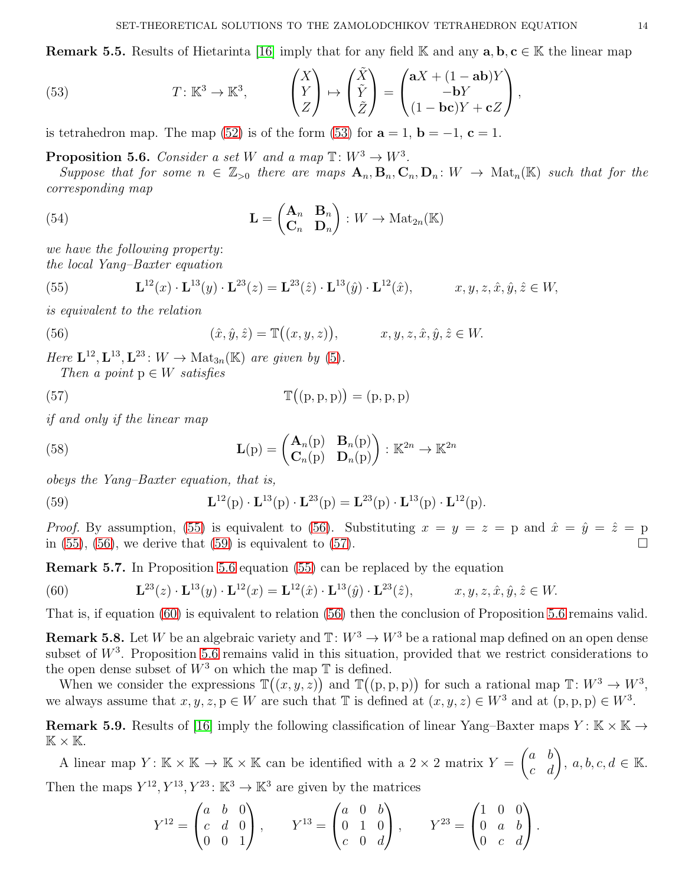**Remark 5.5.** Results of Hietarinta [16] imply that for any field $\mathbb{K}$ and any $\mathbf{a}, \mathbf{b}, \mathbf{c} \in \mathbb{K}$ the linear map

$$T\colon \mathbb{K}^3 \to \mathbb{K}^3, \qquad \begin{pmatrix} X \\ Y \\ Z \end{pmatrix} \mapsto \begin{pmatrix} \tilde{X} \\ \tilde{Y} \\ \tilde{Z} \end{pmatrix} = \begin{pmatrix} \mathbf{a}X + (1-\mathbf{a}\mathbf{b})Y \\ -\mathbf{b}Y \\ (1-\mathbf{b}\mathbf{c})Y + \mathbf{c}Z \end{pmatrix}, \tag{53}$$

is tetrahedron map. The map (52) is of the form (53) for $\mathbf{a} = 1$, $\mathbf{b} = -1$, $\mathbf{c} = 1$.

**Proposition 5.6.** *Consider a set $W$ and a map $\mathbb{T}\colon W^3 \to W^3$.*

*Suppose that for some $n \in \mathbb{Z}_{>0}$ there are maps $\mathbf{A}_n, \mathbf{B}_n, \mathbf{C}_n, \mathbf{D}_n\colon W \to \mathrm{Mat}_n(\mathbb{K})$ such that for the corresponding map*

$$\mathbf{L} = \begin{pmatrix} \mathbf{A}_n & \mathbf{B}_n \\ \mathbf{C}_n & \mathbf{D}_n \end{pmatrix} : W \to \mathrm{Mat}_{2n}(\mathbb{K}) \tag{54}$$

*we have the following property:*
*the local Yang–Baxter equation*

$$\mathbf{L}^{12}(x) \cdot \mathbf{L}^{13}(y) \cdot \mathbf{L}^{23}(z) = \mathbf{L}^{23}(\hat{z}) \cdot \mathbf{L}^{13}(\hat{y}) \cdot \mathbf{L}^{12}(\hat{x}), \qquad x, y, z, \hat{x}, \hat{y}, \hat{z} \in W, \tag{55}$$

*is equivalent to the relation*

$$(\hat{x}, \hat{y}, \hat{z}) = \mathbb{T}\big((x, y, z)\big), \qquad x, y, z, \hat{x}, \hat{y}, \hat{z} \in W. \tag{56}$$

*Here $\mathbf{L}^{12}, \mathbf{L}^{13}, \mathbf{L}^{23}\colon W \to \mathrm{Mat}_{3n}(\mathbb{K})$ are given by (5).*

*Then a point $\mathrm{p} \in W$ satisfies*

$$\mathbb{T}\big((\mathrm{p}, \mathrm{p}, \mathrm{p})\big) = (\mathrm{p}, \mathrm{p}, \mathrm{p}) \tag{57}$$

*if and only if the linear map*

$$\mathbf{L}(\mathrm{p}) = \begin{pmatrix} \mathbf{A}_n(\mathrm{p}) & \mathbf{B}_n(\mathrm{p}) \\ \mathbf{C}_n(\mathrm{p}) & \mathbf{D}_n(\mathrm{p}) \end{pmatrix} : \mathbb{K}^{2n} \to \mathbb{K}^{2n} \tag{58}$$

*obeys the Yang–Baxter equation, that is,*

$$\mathbf{L}^{12}(\mathrm{p}) \cdot \mathbf{L}^{13}(\mathrm{p}) \cdot \mathbf{L}^{23}(\mathrm{p}) = \mathbf{L}^{23}(\mathrm{p}) \cdot \mathbf{L}^{13}(\mathrm{p}) \cdot \mathbf{L}^{12}(\mathrm{p}). \tag{59}$$

*Proof.* By assumption, (55) is equivalent to (56). Substituting $x = y = z = \mathrm{p}$ and $\hat{x} = \hat{y} = \hat{z} = \mathrm{p}$ in (55), (56), we derive that (59) is equivalent to (57). $\square$

**Remark 5.7.** In Proposition 5.6 equation (55) can be replaced by the equation

$$\mathbf{L}^{23}(z) \cdot \mathbf{L}^{13}(y) \cdot \mathbf{L}^{12}(x) = \mathbf{L}^{12}(\hat{x}) \cdot \mathbf{L}^{13}(\hat{y}) \cdot \mathbf{L}^{23}(\hat{z}), \qquad x, y, z, \hat{x}, \hat{y}, \hat{z} \in W. \tag{60}$$

That is, if equation (60) is equivalent to relation (56) then the conclusion of Proposition 5.6 remains valid.

**Remark 5.8.** Let $W$ be an algebraic variety and $\mathbb{T}\colon W^3 \to W^3$ be a rational map defined on an open dense subset of $W^3$. Proposition 5.6 remains valid in this situation, provided that we restrict considerations to the open dense subset of $W^3$ on which the map $\mathbb{T}$ is defined.

When we consider the expressions $\mathbb{T}\big((x, y, z)\big)$ and $\mathbb{T}\big((\mathrm{p}, \mathrm{p}, \mathrm{p})\big)$ for such a rational map $\mathbb{T}\colon W^3 \to W^3$, we always assume that $x, y, z, \mathrm{p} \in W$ are such that $\mathbb{T}$ is defined at $(x, y, z) \in W^3$ and at $(\mathrm{p}, \mathrm{p}, \mathrm{p}) \in W^3$.

**Remark 5.9.** Results of [16] imply the following classification of linear Yang–Baxter maps $Y\colon \mathbb{K} \times \mathbb{K} \to \mathbb{K} \times \mathbb{K}$.

A linear map $Y\colon \mathbb{K} \times \mathbb{K} \to \mathbb{K} \times \mathbb{K}$ can be identified with a $2 \times 2$ matrix $Y = \begin{pmatrix} a & b \\ c & d \end{pmatrix}$, $a, b, c, d \in \mathbb{K}$. Then the maps $Y^{12}, Y^{13}, Y^{23}\colon \mathbb{K}^3 \to \mathbb{K}^3$ are given by the matrices

$$Y^{12} = \begin{pmatrix} a & b & 0 \\ c & d & 0 \\ 0 & 0 & 1 \end{pmatrix}, \qquad Y^{13} = \begin{pmatrix} a & 0 & b \\ 0 & 1 & 0 \\ c & 0 & d \end{pmatrix}, \qquad Y^{23} = \begin{pmatrix} 1 & 0 & 0 \\ 0 & a & b \\ 0 & c & d \end{pmatrix}.$$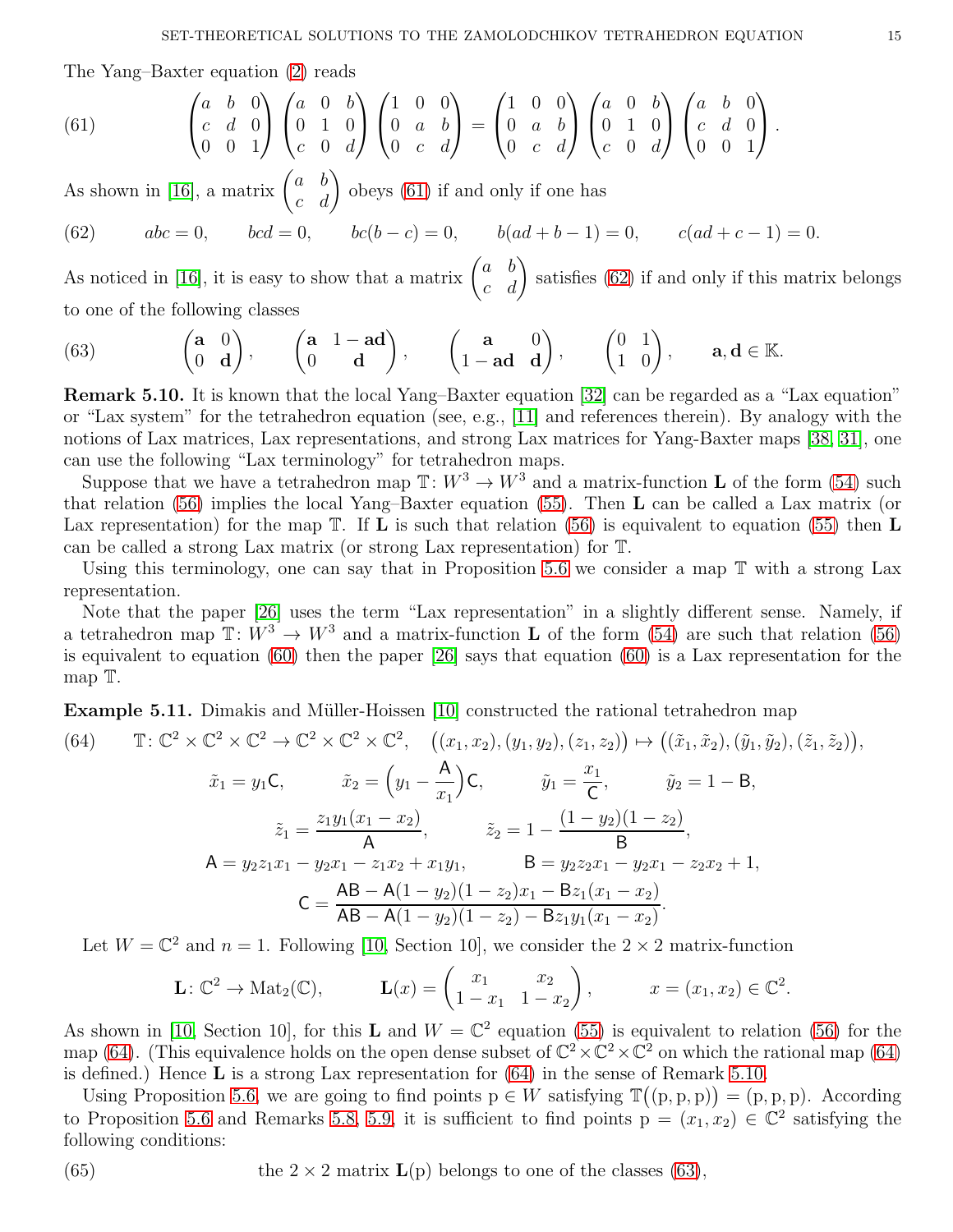The Yang–Baxter equation (2) reads

$$
\begin{pmatrix} a & b & 0\\ c & d & 0\\ 0 & 0 & 1\end{pmatrix}\begin{pmatrix} a & 0 & b\\ 0 & 1 & 0\\ c & 0 & d\end{pmatrix}\begin{pmatrix} 1 & 0 & 0\\ 0 & a & b\\ 0 & c & d\end{pmatrix}=\begin{pmatrix} 1 & 0 & 0\\ 0 & a & b\\ 0 & c & d\end{pmatrix}\begin{pmatrix} a & 0 & b\\ 0 & 1 & 0\\ c & 0 & d\end{pmatrix}\begin{pmatrix} a & b & 0\\ c & d & 0\\ 0 & 0 & 1\end{pmatrix}. \tag{61}
$$

As shown in [16], a matrix $\begin{pmatrix} a & b\\ c & d\end{pmatrix}$ obeys (61) if and only if one has

$$
abc=0,\qquad bcd=0,\qquad bc(b-c)=0,\qquad b(ad+b-1)=0,\qquad c(ad+c-1)=0. \tag{62}
$$

As noticed in [16], it is easy to show that a matrix $\begin{pmatrix} a & b\\ c & d\end{pmatrix}$ satisfies (62) if and only if this matrix belongs to one of the following classes

$$
\begin{pmatrix} \mathbf{a} & 0\\ 0 & \mathbf{d}\end{pmatrix},\qquad \begin{pmatrix} \mathbf{a} & 1-\mathbf{ad}\\ 0 & \mathbf{d}\end{pmatrix},\qquad \begin{pmatrix} \mathbf{a} & 0\\ 1-\mathbf{ad} & \mathbf{d}\end{pmatrix},\qquad \begin{pmatrix} 0 & 1\\ 1 & 0\end{pmatrix},\qquad \mathbf{a},\mathbf{d}\in\mathbb{K}. \tag{63}
$$

**Remark 5.10.** It is known that the local Yang–Baxter equation [32] can be regarded as a "Lax equation" or "Lax system" for the tetrahedron equation (see, e.g., [11] and references therein). By analogy with the notions of Lax matrices, Lax representations, and strong Lax matrices for Yang-Baxter maps [38, 31], one can use the following "Lax terminology" for tetrahedron maps.

Suppose that we have a tetrahedron map $\mathbb{T}\colon W^3\to W^3$ and a matrix-function $\mathbf{L}$ of the form (54) such that relation (56) implies the local Yang–Baxter equation (55). Then $\mathbf{L}$ can be called a Lax matrix (or Lax representation) for the map $\mathbb{T}$. If $\mathbf{L}$ is such that relation (56) is equivalent to equation (55) then $\mathbf{L}$ can be called a strong Lax matrix (or strong Lax representation) for $\mathbb{T}$.

Using this terminology, one can say that in Proposition 5.6 we consider a map $\mathbb{T}$ with a strong Lax representation.

Note that the paper [26] uses the term "Lax representation" in a slightly different sense. Namely, if a tetrahedron map $\mathbb{T}\colon W^3\to W^3$ and a matrix-function $\mathbf{L}$ of the form (54) are such that relation (56) is equivalent to equation (60) then the paper [26] says that equation (60) is a Lax representation for the map $\mathbb{T}$.

**Example 5.11.** Dimakis and Müller-Hoissen [10] constructed the rational tetrahedron map

$$
\mathbb{T}\colon \mathbb{C}^2\times\mathbb{C}^2\times\mathbb{C}^2\to\mathbb{C}^2\times\mathbb{C}^2\times\mathbb{C}^2,\quad \big((x_1,x_2),(y_1,y_2),(z_1,z_2)\big)\mapsto\big((\tilde{x}_1,\tilde{x}_2),(\tilde{y}_1,\tilde{y}_2),(\tilde{z}_1,\tilde{z}_2)\big), \tag{64}
$$

$$
\tilde{x}_1=y_1\mathsf{C},\qquad \tilde{x}_2=\Big(y_1-\frac{\mathsf{A}}{x_1}\Big)\mathsf{C},\qquad \tilde{y}_1=\frac{x_1}{\mathsf{C}},\qquad \tilde{y}_2=1-\mathsf{B},
$$

$$
\tilde{z}_1=\frac{z_1y_1(x_1-x_2)}{\mathsf{A}},\qquad \tilde{z}_2=1-\frac{(1-y_2)(1-z_2)}{\mathsf{B}},
$$

$$
\mathsf{A}=y_2z_1x_1-y_2x_1-z_1x_2+x_1y_1,\qquad \mathsf{B}=y_2z_2x_1-y_2x_1-z_2x_2+1,
$$

$$
\mathsf{C}=\frac{\mathsf{AB}-\mathsf{A}(1-y_2)(1-z_2)x_1-\mathsf{B}z_1(x_1-x_2)}{\mathsf{AB}-\mathsf{A}(1-y_2)(1-z_2)-\mathsf{B}z_1y_1(x_1-x_2)}.
$$

Let $W=\mathbb{C}^2$ and $n=1$. Following [10, Section 10], we consider the $2\times 2$ matrix-function

$$
\mathbf{L}\colon \mathbb{C}^2\to \mathrm{Mat}_2(\mathbb{C}),\qquad \mathbf{L}(x)=\begin{pmatrix} x_1 & x_2\\ 1-x_1 & 1-x_2\end{pmatrix},\qquad x=(x_1,x_2)\in\mathbb{C}^2.
$$

As shown in [10, Section 10], for this $\mathbf{L}$ and $W=\mathbb{C}^2$ equation (55) is equivalent to relation (56) for the map (64). (This equivalence holds on the open dense subset of $\mathbb{C}^2\times\mathbb{C}^2\times\mathbb{C}^2$ on which the rational map (64) is defined.) Hence $\mathbf{L}$ is a strong Lax representation for (64) in the sense of Remark 5.10.

Using Proposition 5.6, we are going to find points $\mathrm{p}\in W$ satisfying $\mathbb{T}\big((\mathrm{p},\mathrm{p},\mathrm{p})\big)=(\mathrm{p},\mathrm{p},\mathrm{p})$. According to Proposition 5.6 and Remarks 5.8, 5.9, it is sufficient to find points $\mathrm{p}=(x_1,x_2)\in\mathbb{C}^2$ satisfying the following conditions:

$$
\text{the } 2\times 2 \text{ matrix } \mathbf{L}(\mathrm{p}) \text{ belongs to one of the classes (63),} \tag{65}
$$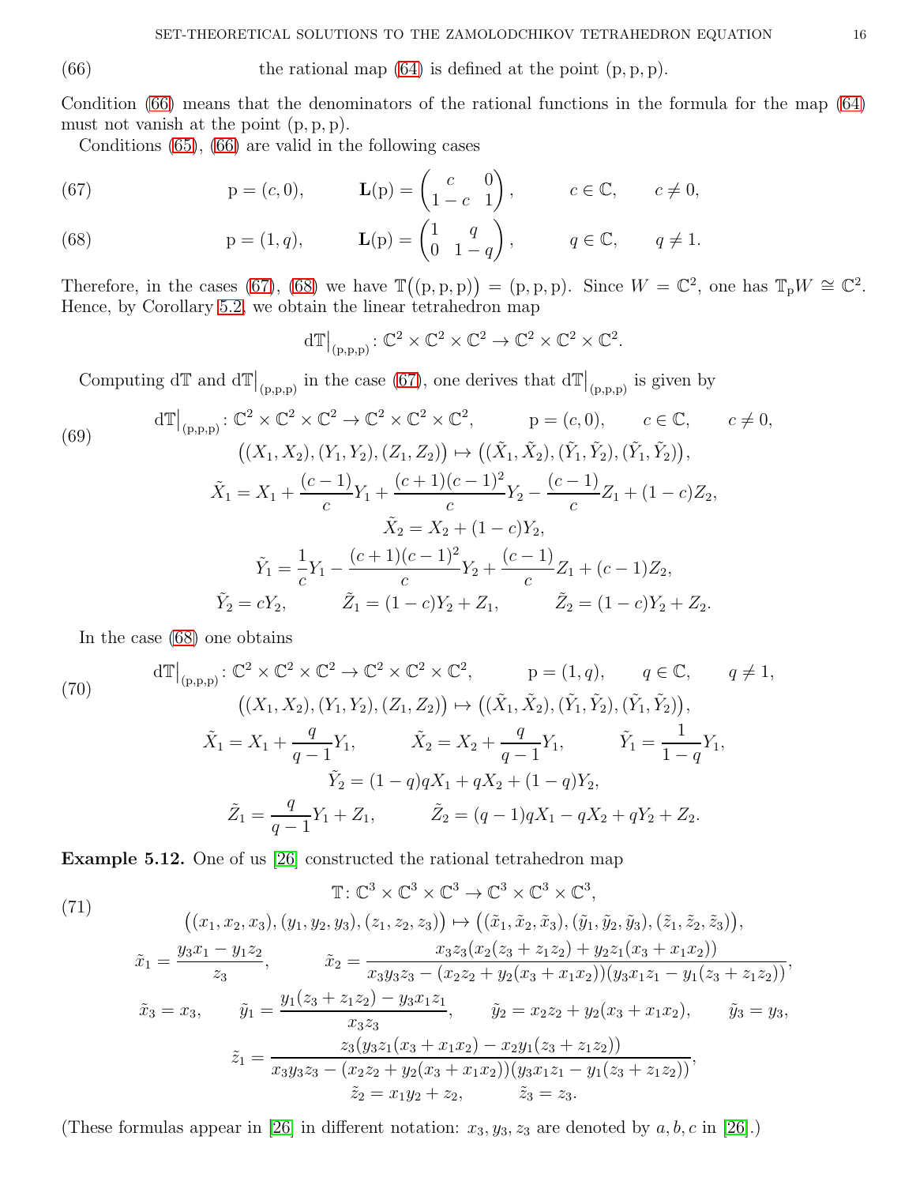(66) the rational map (64) is defined at the point $(\mathrm{p},\mathrm{p},\mathrm{p})$.

Condition (66) means that the denominators of the rational functions in the formula for the map (64) must not vanish at the point $(\mathrm{p},\mathrm{p},\mathrm{p})$.

Conditions (65), (66) are valid in the following cases

$$\mathrm{p}=(c,0),\qquad \mathbf{L}(\mathrm{p})=\begin{pmatrix} c & 0\\ 1-c & 1\end{pmatrix},\qquad c\in\mathbb{C},\qquad c\neq 0, \tag{67}$$

$$\mathrm{p}=(1,q),\qquad \mathbf{L}(\mathrm{p})=\begin{pmatrix} 1 & q\\ 0 & 1-q\end{pmatrix},\qquad q\in\mathbb{C},\qquad q\neq 1. \tag{68}$$

Therefore, in the cases (67), (68) we have $\mathbb{T}\big((\mathrm{p},\mathrm{p},\mathrm{p})\big)=(\mathrm{p},\mathrm{p},\mathrm{p})$. Since $W=\mathbb{C}^2$, one has $\mathbb{T}_{\mathrm{p}}W\cong\mathbb{C}^2$. Hence, by Corollary 5.2, we obtain the linear tetrahedron map

$$\mathrm{d}\mathbb{T}\big|_{(\mathrm{p},\mathrm{p},\mathrm{p})}\colon \mathbb{C}^2\times\mathbb{C}^2\times\mathbb{C}^2\to\mathbb{C}^2\times\mathbb{C}^2\times\mathbb{C}^2.$$

Computing $\mathrm{d}\mathbb{T}$ and $\mathrm{d}\mathbb{T}\big|_{(\mathrm{p},\mathrm{p},\mathrm{p})}$ in the case (67), one derives that $\mathrm{d}\mathbb{T}\big|_{(\mathrm{p},\mathrm{p},\mathrm{p})}$ is given by

$$\begin{gathered}
\mathrm{d}\mathbb{T}\big|_{(\mathrm{p},\mathrm{p},\mathrm{p})}\colon \mathbb{C}^2\times\mathbb{C}^2\times\mathbb{C}^2\to\mathbb{C}^2\times\mathbb{C}^2\times\mathbb{C}^2,\qquad \mathrm{p}=(c,0),\qquad c\in\mathbb{C},\qquad c\neq 0,\\
\big((X_1,X_2),(Y_1,Y_2),(Z_1,Z_2)\big)\mapsto\big((\tilde{X}_1,\tilde{X}_2),(\tilde{Y}_1,\tilde{Y}_2),(\tilde{Y}_1,\tilde{Y}_2)\big),\\
\tilde{X}_1=X_1+\frac{(c-1)}{c}Y_1+\frac{(c+1)(c-1)^2}{c}Y_2-\frac{(c-1)}{c}Z_1+(1-c)Z_2,\\
\tilde{X}_2=X_2+(1-c)Y_2,\\
\tilde{Y}_1=\frac{1}{c}Y_1-\frac{(c+1)(c-1)^2}{c}Y_2+\frac{(c-1)}{c}Z_1+(c-1)Z_2,\\
\tilde{Y}_2=cY_2,\qquad \tilde{Z}_1=(1-c)Y_2+Z_1,\qquad \tilde{Z}_2=(1-c)Y_2+Z_2.
\end{gathered}\tag{69}$$

In the case (68) one obtains

$$\begin{gathered}
\mathrm{d}\mathbb{T}\big|_{(\mathrm{p},\mathrm{p},\mathrm{p})}\colon \mathbb{C}^2\times\mathbb{C}^2\times\mathbb{C}^2\to\mathbb{C}^2\times\mathbb{C}^2\times\mathbb{C}^2,\qquad \mathrm{p}=(1,q),\qquad q\in\mathbb{C},\qquad q\neq 1,\\
\big((X_1,X_2),(Y_1,Y_2),(Z_1,Z_2)\big)\mapsto\big((\tilde{X}_1,\tilde{X}_2),(\tilde{Y}_1,\tilde{Y}_2),(\tilde{Y}_1,\tilde{Y}_2)\big),\\
\tilde{X}_1=X_1+\frac{q}{q-1}Y_1,\qquad \tilde{X}_2=X_2+\frac{q}{q-1}Y_1,\qquad \tilde{Y}_1=\frac{1}{1-q}Y_1,\\
\tilde{Y}_2=(1-q)qX_1+qX_2+(1-q)Y_2,\\
\tilde{Z}_1=\frac{q}{q-1}Y_1+Z_1,\qquad \tilde{Z}_2=(q-1)qX_1-qX_2+qY_2+Z_2.
\end{gathered}\tag{70}$$

**Example 5.12.** One of us [26] constructed the rational tetrahedron map

$$\begin{gathered}
\mathbb{T}\colon \mathbb{C}^3\times\mathbb{C}^3\times\mathbb{C}^3\to\mathbb{C}^3\times\mathbb{C}^3\times\mathbb{C}^3,\\
\big((x_1,x_2,x_3),(y_1,y_2,y_3),(z_1,z_2,z_3)\big)\mapsto\big((\tilde{x}_1,\tilde{x}_2,\tilde{x}_3),(\tilde{y}_1,\tilde{y}_2,\tilde{y}_3),(\tilde{z}_1,\tilde{z}_2,\tilde{z}_3)\big),\\
\tilde{x}_1=\frac{y_3x_1-y_1z_2}{z_3},\qquad \tilde{x}_2=\frac{x_3z_3(x_2(z_3+z_1z_2)+y_2z_1(x_3+x_1x_2))}{x_3y_3z_3-(x_2z_2+y_2(x_3+x_1x_2))(y_3x_1z_1-y_1(z_3+z_1z_2))},\\
\tilde{x}_3=x_3,\qquad \tilde{y}_1=\frac{y_1(z_3+z_1z_2)-y_3x_1z_1}{x_3z_3},\qquad \tilde{y}_2=x_2z_2+y_2(x_3+x_1x_2),\qquad \tilde{y}_3=y_3,\\
\tilde{z}_1=\frac{z_3(y_3z_1(x_3+x_1x_2)-x_2y_1(z_3+z_1z_2))}{x_3y_3z_3-(x_2z_2+y_2(x_3+x_1x_2))(y_3x_1z_1-y_1(z_3+z_1z_2))},\\
\tilde{z}_2=x_1y_2+z_2,\qquad \tilde{z}_3=z_3.
\end{gathered}\tag{71}$$

(These formulas appear in [26] in different notation: $x_3,y_3,z_3$ are denoted by $a,b,c$ in [26].)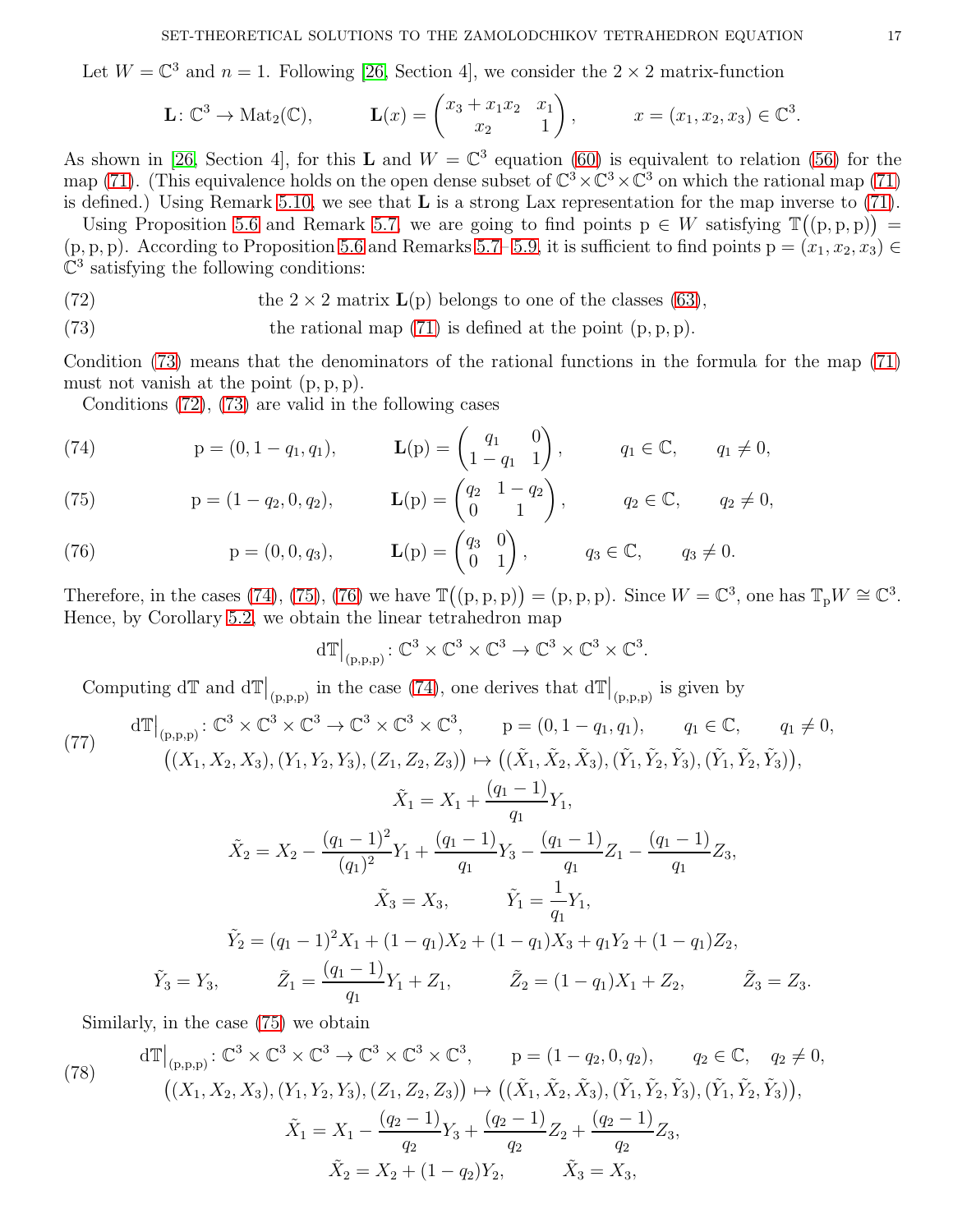Let $W = \mathbb{C}^3$ and $n = 1$. Following [26, Section 4], we consider the $2 \times 2$ matrix-function

$$\mathbf{L}\colon \mathbb{C}^3 \to \mathrm{Mat}_2(\mathbb{C}), \qquad \mathbf{L}(x) = \begin{pmatrix} x_3 + x_1x_2 & x_1 \\ x_2 & 1 \end{pmatrix}, \qquad x = (x_1, x_2, x_3) \in \mathbb{C}^3.$$

As shown in [26, Section 4], for this $\mathbf{L}$ and $W = \mathbb{C}^3$ equation (60) is equivalent to relation (56) for the map (71). (This equivalence holds on the open dense subset of $\mathbb{C}^3 \times \mathbb{C}^3 \times \mathbb{C}^3$ on which the rational map (71) is defined.) Using Remark 5.10, we see that $\mathbf{L}$ is a strong Lax representation for the map inverse to (71).

Using Proposition 5.6 and Remark 5.7, we are going to find points $\mathrm{p} \in W$ satisfying $\mathbb{T}\big((\mathrm{p}, \mathrm{p}, \mathrm{p})\big) = (\mathrm{p}, \mathrm{p}, \mathrm{p})$. According to Proposition 5.6 and Remarks 5.7–5.9, it is sufficient to find points $\mathrm{p} = (x_1, x_2, x_3) \in \mathbb{C}^3$ satisfying the following conditions:

$$\text{the } 2 \times 2 \text{ matrix } \mathbf{L}(\mathrm{p}) \text{ belongs to one of the classes (63)}, \tag{72}$$

$$\text{the rational map (71) is defined at the point } (\mathrm{p}, \mathrm{p}, \mathrm{p}). \tag{73}$$

Condition (73) means that the denominators of the rational functions in the formula for the map (71) must not vanish at the point $(\mathrm{p}, \mathrm{p}, \mathrm{p})$.

Conditions (72), (73) are valid in the following cases

$$\mathrm{p} = (0, 1 - q_1, q_1), \qquad \mathbf{L}(\mathrm{p}) = \begin{pmatrix} q_1 & 0 \\ 1 - q_1 & 1 \end{pmatrix}, \qquad q_1 \in \mathbb{C}, \qquad q_1 \neq 0, \tag{74}$$

$$\mathrm{p} = (1 - q_2, 0, q_2), \qquad \mathbf{L}(\mathrm{p}) = \begin{pmatrix} q_2 & 1 - q_2 \\ 0 & 1 \end{pmatrix}, \qquad q_2 \in \mathbb{C}, \qquad q_2 \neq 0, \tag{75}$$

$$\mathrm{p} = (0, 0, q_3), \qquad \mathbf{L}(\mathrm{p}) = \begin{pmatrix} q_3 & 0 \\ 0 & 1 \end{pmatrix}, \qquad q_3 \in \mathbb{C}, \qquad q_3 \neq 0. \tag{76}$$

Therefore, in the cases (74), (75), (76) we have $\mathbb{T}\big((\mathrm{p}, \mathrm{p}, \mathrm{p})\big) = (\mathrm{p}, \mathrm{p}, \mathrm{p})$. Since $W = \mathbb{C}^3$, one has $\mathbb{T}_{\mathrm{p}}W \cong \mathbb{C}^3$. Hence, by Corollary 5.2, we obtain the linear tetrahedron map

$$\mathrm{d}\mathbb{T}\big|_{(\mathrm{p},\mathrm{p},\mathrm{p})}\colon \mathbb{C}^3 \times \mathbb{C}^3 \times \mathbb{C}^3 \to \mathbb{C}^3 \times \mathbb{C}^3 \times \mathbb{C}^3.$$

Computing $\mathrm{d}\mathbb{T}$ and $\mathrm{d}\mathbb{T}\big|_{(\mathrm{p},\mathrm{p},\mathrm{p})}$ in the case (74), one derives that $\mathrm{d}\mathbb{T}\big|_{(\mathrm{p},\mathrm{p},\mathrm{p})}$ is given by

$$\begin{gathered}
\mathrm{d}\mathbb{T}\big|_{(\mathrm{p},\mathrm{p},\mathrm{p})}\colon \mathbb{C}^3 \times \mathbb{C}^3 \times \mathbb{C}^3 \to \mathbb{C}^3 \times \mathbb{C}^3 \times \mathbb{C}^3, \qquad \mathrm{p} = (0, 1 - q_1, q_1), \qquad q_1 \in \mathbb{C}, \qquad q_1 \neq 0, \\
\big((X_1, X_2, X_3), (Y_1, Y_2, Y_3), (Z_1, Z_2, Z_3)\big) \mapsto \big((\tilde{X}_1, \tilde{X}_2, \tilde{X}_3), (\tilde{Y}_1, \tilde{Y}_2, \tilde{Y}_3), (\tilde{Y}_1, \tilde{Y}_2, \tilde{Y}_3)\big), \\
\tilde{X}_1 = X_1 + \frac{(q_1 - 1)}{q_1} Y_1, \\
\tilde{X}_2 = X_2 - \frac{(q_1 - 1)^2}{(q_1)^2} Y_1 + \frac{(q_1 - 1)}{q_1} Y_3 - \frac{(q_1 - 1)}{q_1} Z_1 - \frac{(q_1 - 1)}{q_1} Z_3, \\
\tilde{X}_3 = X_3, \qquad \tilde{Y}_1 = \frac{1}{q_1} Y_1, \\
\tilde{Y}_2 = (q_1 - 1)^2 X_1 + (1 - q_1) X_2 + (1 - q_1) X_3 + q_1 Y_2 + (1 - q_1) Z_2, \\
\tilde{Y}_3 = Y_3, \qquad \tilde{Z}_1 = \frac{(q_1 - 1)}{q_1} Y_1 + Z_1, \qquad \tilde{Z}_2 = (1 - q_1) X_1 + Z_2, \qquad \tilde{Z}_3 = Z_3.
\end{gathered} \tag{77}$$

Similarly, in the case (75) we obtain

$$\begin{gathered}
\mathrm{d}\mathbb{T}\big|_{(\mathrm{p},\mathrm{p},\mathrm{p})}\colon \mathbb{C}^3 \times \mathbb{C}^3 \times \mathbb{C}^3 \to \mathbb{C}^3 \times \mathbb{C}^3 \times \mathbb{C}^3, \qquad \mathrm{p} = (1 - q_2, 0, q_2), \qquad q_2 \in \mathbb{C}, \quad q_2 \neq 0, \\
\big((X_1, X_2, X_3), (Y_1, Y_2, Y_3), (Z_1, Z_2, Z_3)\big) \mapsto \big((\tilde{X}_1, \tilde{X}_2, \tilde{X}_3), (\tilde{Y}_1, \tilde{Y}_2, \tilde{Y}_3), (\tilde{Y}_1, \tilde{Y}_2, \tilde{Y}_3)\big), \\
\tilde{X}_1 = X_1 - \frac{(q_2 - 1)}{q_2} Y_3 + \frac{(q_2 - 1)}{q_2} Z_2 + \frac{(q_2 - 1)}{q_2} Z_3, \\
\tilde{X}_2 = X_2 + (1 - q_2) Y_2, \qquad \tilde{X}_3 = X_3,
\end{gathered} \tag{78}$$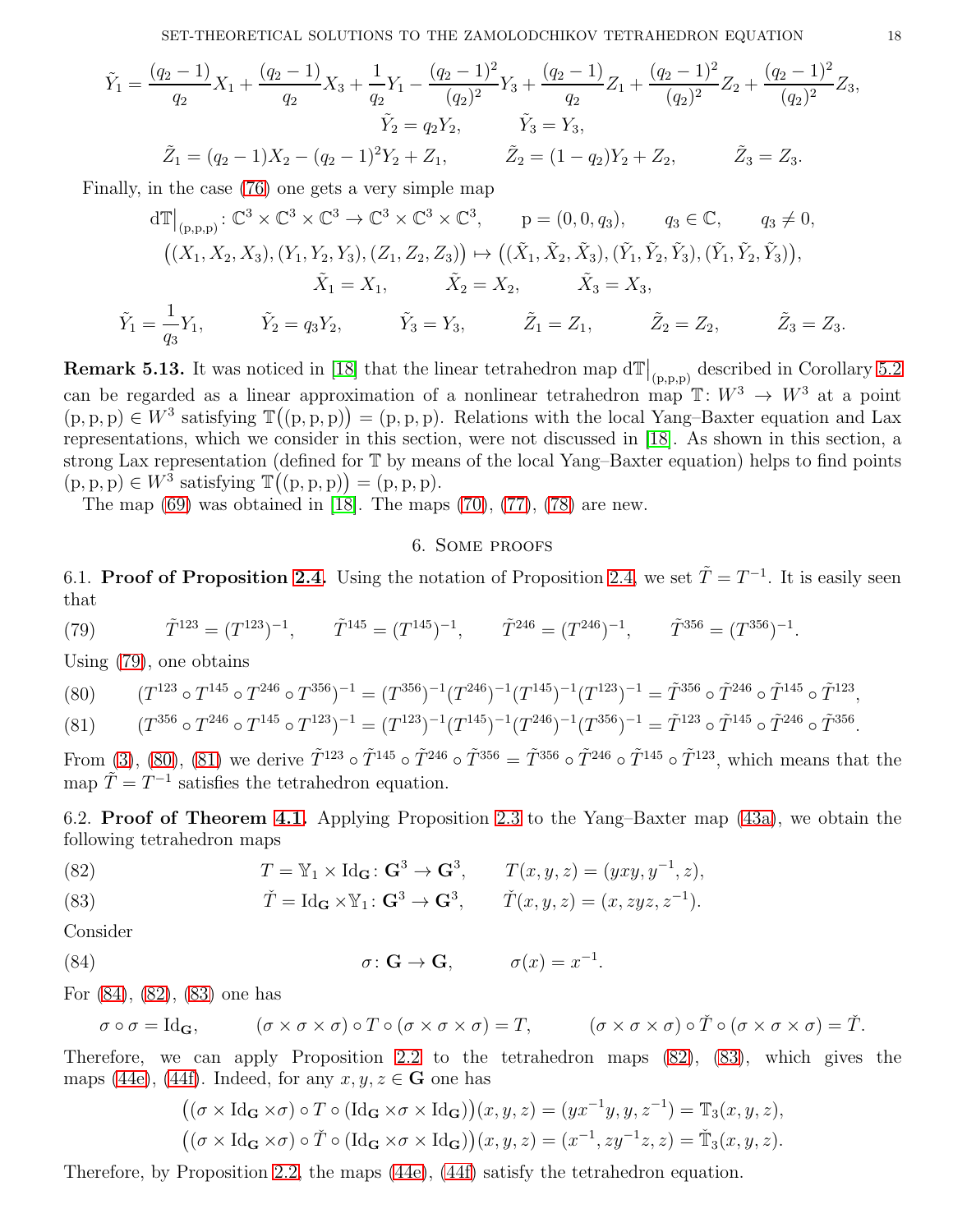$$\tilde{Y}_1 = \frac{(q_2-1)}{q_2}X_1 + \frac{(q_2-1)}{q_2}X_3 + \frac{1}{q_2}Y_1 - \frac{(q_2-1)^2}{(q_2)^2}Y_3 + \frac{(q_2-1)}{q_2}Z_1 + \frac{(q_2-1)^2}{(q_2)^2}Z_2 + \frac{(q_2-1)^2}{(q_2)^2}Z_3,$$
$$\tilde{Y}_2 = q_2 Y_2, \qquad \tilde{Y}_3 = Y_3,$$
$$\tilde{Z}_1 = (q_2-1)X_2 - (q_2-1)^2 Y_2 + Z_1, \qquad \tilde{Z}_2 = (1-q_2)Y_2 + Z_2, \qquad \tilde{Z}_3 = Z_3.$$

Finally, in the case (76) one gets a very simple map

$$\mathrm{d}\mathbb{T}\big|_{(\mathrm{p},\mathrm{p},\mathrm{p})}\colon \mathbb{C}^3\times\mathbb{C}^3\times\mathbb{C}^3 \to \mathbb{C}^3\times\mathbb{C}^3\times\mathbb{C}^3, \qquad \mathrm{p}=(0,0,q_3), \qquad q_3\in\mathbb{C}, \qquad q_3\neq 0,$$
$$\big((X_1,X_2,X_3),(Y_1,Y_2,Y_3),(Z_1,Z_2,Z_3)\big) \mapsto \big((\tilde{X}_1,\tilde{X}_2,\tilde{X}_3),(\tilde{Y}_1,\tilde{Y}_2,\tilde{Y}_3),(\tilde{Y}_1,\tilde{Y}_2,\tilde{Y}_3)\big),$$
$$\tilde{X}_1 = X_1, \qquad \tilde{X}_2 = X_2, \qquad \tilde{X}_3 = X_3,$$
$$\tilde{Y}_1 = \frac{1}{q_3}Y_1, \qquad \tilde{Y}_2 = q_3 Y_2, \qquad \tilde{Y}_3 = Y_3, \qquad \tilde{Z}_1 = Z_1, \qquad \tilde{Z}_2 = Z_2, \qquad \tilde{Z}_3 = Z_3.$$

**Remark 5.13.** It was noticed in [18] that the linear tetrahedron map $\mathrm{d}\mathbb{T}\big|_{(\mathrm{p},\mathrm{p},\mathrm{p})}$ described in Corollary 5.2 can be regarded as a linear approximation of a nonlinear tetrahedron map $\mathbb{T}\colon W^3\to W^3$ at a point $(\mathrm{p},\mathrm{p},\mathrm{p})\in W^3$ satisfying $\mathbb{T}\big((\mathrm{p},\mathrm{p},\mathrm{p})\big)=(\mathrm{p},\mathrm{p},\mathrm{p})$. Relations with the local Yang–Baxter equation and Lax representations, which we consider in this section, were not discussed in [18]. As shown in this section, a strong Lax representation (defined for $\mathbb{T}$ by means of the local Yang–Baxter equation) helps to find points $(\mathrm{p},\mathrm{p},\mathrm{p})\in W^3$ satisfying $\mathbb{T}\big((\mathrm{p},\mathrm{p},\mathrm{p})\big)=(\mathrm{p},\mathrm{p},\mathrm{p})$.

The map (69) was obtained in [18]. The maps (70), (77), (78) are new.

## 6. Some proofs

6.1. **Proof of Proposition 2.4.** Using the notation of Proposition 2.4, we set $\tilde{T}=T^{-1}$. It is easily seen that

$$\tilde{T}^{123}=(T^{123})^{-1}, \qquad \tilde{T}^{145}=(T^{145})^{-1}, \qquad \tilde{T}^{246}=(T^{246})^{-1}, \qquad \tilde{T}^{356}=(T^{356})^{-1}. \tag{79}$$

Using (79), one obtains

$$(T^{123}\circ T^{145}\circ T^{246}\circ T^{356})^{-1} = (T^{356})^{-1}(T^{246})^{-1}(T^{145})^{-1}(T^{123})^{-1} = \tilde{T}^{356}\circ\tilde{T}^{246}\circ\tilde{T}^{145}\circ\tilde{T}^{123}, \tag{80}$$
$$(T^{356}\circ T^{246}\circ T^{145}\circ T^{123})^{-1} = (T^{123})^{-1}(T^{145})^{-1}(T^{246})^{-1}(T^{356})^{-1} = \tilde{T}^{123}\circ\tilde{T}^{145}\circ\tilde{T}^{246}\circ\tilde{T}^{356}. \tag{81}$$

From (3), (80), (81) we derive $\tilde{T}^{123}\circ\tilde{T}^{145}\circ\tilde{T}^{246}\circ\tilde{T}^{356}=\tilde{T}^{356}\circ\tilde{T}^{246}\circ\tilde{T}^{145}\circ\tilde{T}^{123}$, which means that the map $\tilde{T}=T^{-1}$ satisfies the tetrahedron equation.

6.2. **Proof of Theorem 4.1.** Applying Proposition 2.3 to the Yang–Baxter map (43a), we obtain the following tetrahedron maps

$$T=\mathbb{Y}_1\times\mathrm{Id}_{\mathbf{G}}\colon \mathbf{G}^3\to\mathbf{G}^3, \qquad T(x,y,z)=(yxy,y^{-1},z), \tag{82}$$
$$\check{T}=\mathrm{Id}_{\mathbf{G}}\times\mathbb{Y}_1\colon \mathbf{G}^3\to\mathbf{G}^3, \qquad \check{T}(x,y,z)=(x,zyz,z^{-1}). \tag{83}$$

Consider

$$\sigma\colon \mathbf{G}\to\mathbf{G}, \qquad \sigma(x)=x^{-1}. \tag{84}$$

For (84), (82), (83) one has

$$\sigma\circ\sigma=\mathrm{Id}_{\mathbf{G}}, \qquad (\sigma\times\sigma\times\sigma)\circ T\circ(\sigma\times\sigma\times\sigma)=T, \qquad (\sigma\times\sigma\times\sigma)\circ\check{T}\circ(\sigma\times\sigma\times\sigma)=\check{T}.$$

Therefore, we can apply Proposition 2.2 to the tetrahedron maps (82), (83), which gives the maps (44e), (44f). Indeed, for any $x,y,z\in\mathbf{G}$ one has

$$\big((\sigma\times\mathrm{Id}_{\mathbf{G}}\times\sigma)\circ T\circ(\mathrm{Id}_{\mathbf{G}}\times\sigma\times\mathrm{Id}_{\mathbf{G}})\big)(x,y,z)=(yx^{-1}y,y,z^{-1})=\mathbb{T}_3(x,y,z),$$
$$\big((\sigma\times\mathrm{Id}_{\mathbf{G}}\times\sigma)\circ\check{T}\circ(\mathrm{Id}_{\mathbf{G}}\times\sigma\times\mathrm{Id}_{\mathbf{G}})\big)(x,y,z)=(x^{-1},zy^{-1}z,z)=\check{\mathbb{T}}_3(x,y,z).$$

Therefore, by Proposition 2.2, the maps (44e), (44f) satisfy the tetrahedron equation.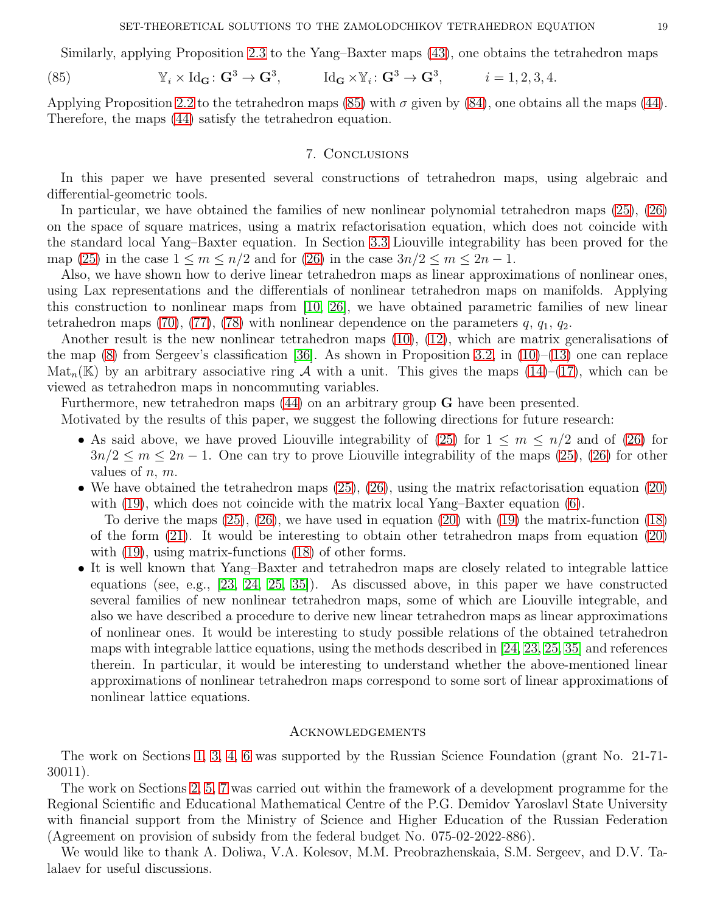Similarly, applying Proposition 2.3 to the Yang–Baxter maps (43), one obtains the tetrahedron maps

$$\mathbb{Y}_i \times \mathrm{Id}_{\mathbf{G}} \colon \mathbf{G}^3 \to \mathbf{G}^3, \qquad \mathrm{Id}_{\mathbf{G}} \times \mathbb{Y}_i \colon \mathbf{G}^3 \to \mathbf{G}^3, \qquad i = 1, 2, 3, 4. \tag{85}$$

Applying Proposition 2.2 to the tetrahedron maps (85) with $\sigma$ given by (84), one obtains all the maps (44). Therefore, the maps (44) satisfy the tetrahedron equation.

## 7. Conclusions

In this paper we have presented several constructions of tetrahedron maps, using algebraic and differential-geometric tools.

In particular, we have obtained the families of new nonlinear polynomial tetrahedron maps (25), (26) on the space of square matrices, using a matrix refactorisation equation, which does not coincide with the standard local Yang–Baxter equation. In Section 3.3 Liouville integrability has been proved for the map (25) in the case $1 \le m \le n/2$ and for (26) in the case $3n/2 \le m \le 2n-1$.

Also, we have shown how to derive linear tetrahedron maps as linear approximations of nonlinear ones, using Lax representations and the differentials of nonlinear tetrahedron maps on manifolds. Applying this construction to nonlinear maps from [10, 26], we have obtained parametric families of new linear tetrahedron maps (70), (77), (78) with nonlinear dependence on the parameters $q$, $q_1$, $q_2$.

Another result is the new nonlinear tetrahedron maps (10), (12), which are matrix generalisations of the map (8) from Sergeev's classification [36]. As shown in Proposition 3.2, in (10)–(13) one can replace $\mathrm{Mat}_n(\mathbb{K})$ by an arbitrary associative ring $\mathcal{A}$ with a unit. This gives the maps (14)–(17), which can be viewed as tetrahedron maps in noncommuting variables.

Furthermore, new tetrahedron maps (44) on an arbitrary group $\mathbf{G}$ have been presented.

Motivated by the results of this paper, we suggest the following directions for future research:

- As said above, we have proved Liouville integrability of (25) for $1 \le m \le n/2$ and of (26) for $3n/2 \le m \le 2n-1$. One can try to prove Liouville integrability of the maps (25), (26) for other values of $n$, $m$.
- We have obtained the tetrahedron maps (25), (26), using the matrix refactorisation equation (20) with (19), which does not coincide with the matrix local Yang–Baxter equation (6).

  To derive the maps (25), (26), we have used in equation (20) with (19) the matrix-function (18) of the form (21). It would be interesting to obtain other tetrahedron maps from equation (20) with (19), using matrix-functions (18) of other forms.
- It is well known that Yang–Baxter and tetrahedron maps are closely related to integrable lattice equations (see, e.g., [23, 24, 25, 35]). As discussed above, in this paper we have constructed several families of new nonlinear tetrahedron maps, some of which are Liouville integrable, and also we have described a procedure to derive new linear tetrahedron maps as linear approximations of nonlinear ones. It would be interesting to study possible relations of the obtained tetrahedron maps with integrable lattice equations, using the methods described in [24, 23, 25, 35] and references therein. In particular, it would be interesting to understand whether the above-mentioned linear approximations of nonlinear tetrahedron maps correspond to some sort of linear approximations of nonlinear lattice equations.

## Acknowledgements

The work on Sections 1, 3, 4, 6 was supported by the Russian Science Foundation (grant No. 21-71-30011).

The work on Sections 2, 5, 7 was carried out within the framework of a development programme for the Regional Scientific and Educational Mathematical Centre of the P.G. Demidov Yaroslavl State University with financial support from the Ministry of Science and Higher Education of the Russian Federation (Agreement on provision of subsidy from the federal budget No. 075-02-2022-886).

We would like to thank A. Doliwa, V.A. Kolesov, M.M. Preobrazhenskaia, S.M. Sergeev, and D.V. Talalaev for useful discussions.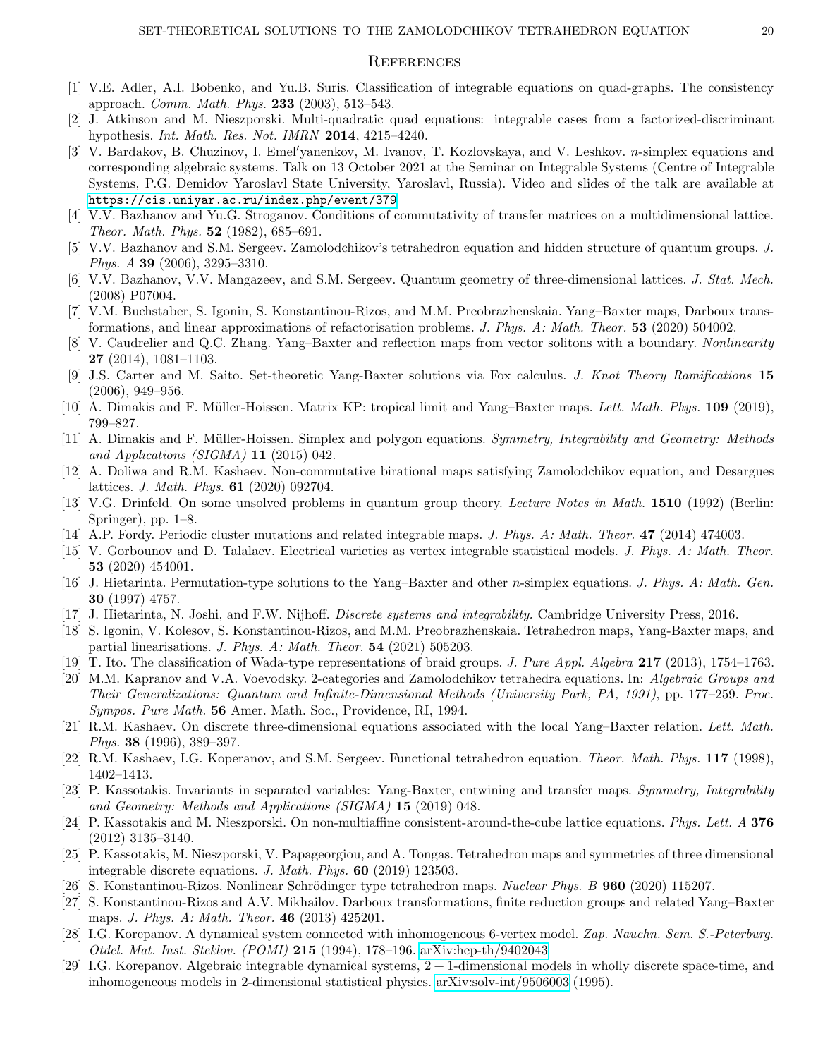## References

[1] V.E. Adler, A.I. Bobenko, and Yu.B. Suris. Classification of integrable equations on quad-graphs. The consistency approach. *Comm. Math. Phys.* **233** (2003), 513–543.

[2] J. Atkinson and M. Nieszporski. Multi-quadratic quad equations: integrable cases from a factorized-discriminant hypothesis. *Int. Math. Res. Not. IMRN* **2014**, 4215–4240.

[3] V. Bardakov, B. Chuzinov, I. Emel′yanenkov, M. Ivanov, T. Kozlovskaya, and V. Leshkov. $n$-simplex equations and corresponding algebraic systems. Talk on 13 October 2021 at the Seminar on Integrable Systems (Centre of Integrable Systems, P.G. Demidov Yaroslavl State University, Yaroslavl, Russia). Video and slides of the talk are available at https://cis.uniyar.ac.ru/index.php/event/379

[4] V.V. Bazhanov and Yu.G. Stroganov. Conditions of commutativity of transfer matrices on a multidimensional lattice. *Theor. Math. Phys.* **52** (1982), 685–691.

[5] V.V. Bazhanov and S.M. Sergeev. Zamolodchikov's tetrahedron equation and hidden structure of quantum groups. *J. Phys. A* **39** (2006), 3295–3310.

[6] V.V. Bazhanov, V.V. Mangazeev, and S.M. Sergeev. Quantum geometry of three-dimensional lattices. *J. Stat. Mech.* (2008) P07004.

[7] V.M. Buchstaber, S. Igonin, S. Konstantinou-Rizos, and M.M. Preobrazhenskaia. Yang–Baxter maps, Darboux transformations, and linear approximations of refactorisation problems. *J. Phys. A: Math. Theor.* **53** (2020) 504002.

[8] V. Caudrelier and Q.C. Zhang. Yang–Baxter and reflection maps from vector solitons with a boundary. *Nonlinearity* **27** (2014), 1081–1103.

[9] J.S. Carter and M. Saito. Set-theoretic Yang-Baxter solutions via Fox calculus. *J. Knot Theory Ramifications* **15** (2006), 949–956.

[10] A. Dimakis and F. Müller-Hoissen. Matrix KP: tropical limit and Yang–Baxter maps. *Lett. Math. Phys.* **109** (2019), 799–827.

[11] A. Dimakis and F. Müller-Hoissen. Simplex and polygon equations. *Symmetry, Integrability and Geometry: Methods and Applications (SIGMA)* **11** (2015) 042.

[12] A. Doliwa and R.M. Kashaev. Non-commutative birational maps satisfying Zamolodchikov equation, and Desargues lattices. *J. Math. Phys.* **61** (2020) 092704.

[13] V.G. Drinfeld. On some unsolved problems in quantum group theory. *Lecture Notes in Math.* **1510** (1992) (Berlin: Springer), pp. 1–8.

[14] A.P. Fordy. Periodic cluster mutations and related integrable maps. *J. Phys. A: Math. Theor.* **47** (2014) 474003.

[15] V. Gorbounov and D. Talalaev. Electrical varieties as vertex integrable statistical models. *J. Phys. A: Math. Theor.* **53** (2020) 454001.

[16] J. Hietarinta. Permutation-type solutions to the Yang–Baxter and other $n$-simplex equations. *J. Phys. A: Math. Gen.* **30** (1997) 4757.

[17] J. Hietarinta, N. Joshi, and F.W. Nijhoff. *Discrete systems and integrability.* Cambridge University Press, 2016.

[18] S. Igonin, V. Kolesov, S. Konstantinou-Rizos, and M.M. Preobrazhenskaia. Tetrahedron maps, Yang-Baxter maps, and partial linearisations. *J. Phys. A: Math. Theor.* **54** (2021) 505203.

[19] T. Ito. The classification of Wada-type representations of braid groups. *J. Pure Appl. Algebra* **217** (2013), 1754–1763.

[20] M.M. Kapranov and V.A. Voevodsky. 2-categories and Zamolodchikov tetrahedra equations. In: *Algebraic Groups and Their Generalizations: Quantum and Infinite-Dimensional Methods (University Park, PA, 1991)*, pp. 177–259. *Proc. Sympos. Pure Math.* **56** Amer. Math. Soc., Providence, RI, 1994.

[21] R.M. Kashaev. On discrete three-dimensional equations associated with the local Yang–Baxter relation. *Lett. Math. Phys.* **38** (1996), 389–397.

[22] R.M. Kashaev, I.G. Koperanov, and S.M. Sergeev. Functional tetrahedron equation. *Theor. Math. Phys.* **117** (1998), 1402–1413.

[23] P. Kassotakis. Invariants in separated variables: Yang-Baxter, entwining and transfer maps. *Symmetry, Integrability and Geometry: Methods and Applications (SIGMA)* **15** (2019) 048.

[24] P. Kassotakis and M. Nieszporski. On non-multiaffine consistent-around-the-cube lattice equations. *Phys. Lett. A* **376** (2012) 3135–3140.

[25] P. Kassotakis, M. Nieszporski, V. Papageorgiou, and A. Tongas. Tetrahedron maps and symmetries of three dimensional integrable discrete equations. *J. Math. Phys.* **60** (2019) 123503.

[26] S. Konstantinou-Rizos. Nonlinear Schrödinger type tetrahedron maps. *Nuclear Phys. B* **960** (2020) 115207.

[27] S. Konstantinou-Rizos and A.V. Mikhailov. Darboux transformations, finite reduction groups and related Yang–Baxter maps. *J. Phys. A: Math. Theor.* **46** (2013) 425201.

[28] I.G. Korepanov. A dynamical system connected with inhomogeneous 6-vertex model. *Zap. Nauchn. Sem. S.-Peterburg. Otdel. Mat. Inst. Steklov. (POMI)* **215** (1994), 178–196. arXiv:hep-th/9402043

[29] I.G. Korepanov. Algebraic integrable dynamical systems, $2+1$-dimensional models in wholly discrete space-time, and inhomogeneous models in 2-dimensional statistical physics. arXiv:solv-int/9506003 (1995).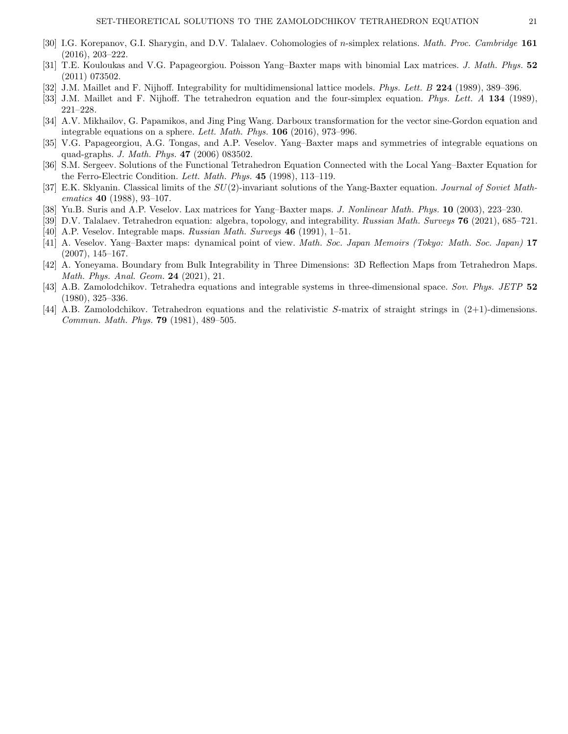[30] I.G. Korepanov, G.I. Sharygin, and D.V. Talalaev. Cohomologies of $n$-simplex relations. *Math. Proc. Cambridge* **161** (2016), 203–222.

[31] T.E. Kouloukas and V.G. Papageorgiou. Poisson Yang–Baxter maps with binomial Lax matrices. *J. Math. Phys.* **52** (2011) 073502.

[32] J.M. Maillet and F. Nijhoff. Integrability for multidimensional lattice models. *Phys. Lett. B* **224** (1989), 389–396.

[33] J.M. Maillet and F. Nijhoff. The tetrahedron equation and the four-simplex equation. *Phys. Lett. A* **134** (1989), 221–228.

[34] A.V. Mikhailov, G. Papamikos, and Jing Ping Wang. Darboux transformation for the vector sine-Gordon equation and integrable equations on a sphere. *Lett. Math. Phys.* **106** (2016), 973–996.

[35] V.G. Papageorgiou, A.G. Tongas, and A.P. Veselov. Yang–Baxter maps and symmetries of integrable equations on quad-graphs. *J. Math. Phys.* **47** (2006) 083502.

[36] S.M. Sergeev. Solutions of the Functional Tetrahedron Equation Connected with the Local Yang–Baxter Equation for the Ferro-Electric Condition. *Lett. Math. Phys.* **45** (1998), 113–119.

[37] E.K. Sklyanin. Classical limits of the $SU(2)$-invariant solutions of the Yang-Baxter equation. *Journal of Soviet Mathematics* **40** (1988), 93–107.

[38] Yu.B. Suris and A.P. Veselov. Lax matrices for Yang–Baxter maps. *J. Nonlinear Math. Phys.* **10** (2003), 223–230.

[39] D.V. Talalaev. Tetrahedron equation: algebra, topology, and integrability. *Russian Math. Surveys* **76** (2021), 685–721.

[40] A.P. Veselov. Integrable maps. *Russian Math. Surveys* **46** (1991), 1–51.

[41] A. Veselov. Yang–Baxter maps: dynamical point of view. *Math. Soc. Japan Memoirs (Tokyo: Math. Soc. Japan)* **17** (2007), 145–167.

[42] A. Yoneyama. Boundary from Bulk Integrability in Three Dimensions: 3D Reflection Maps from Tetrahedron Maps. *Math. Phys. Anal. Geom.* **24** (2021), 21.

[43] A.B. Zamolodchikov. Tetrahedra equations and integrable systems in three-dimensional space. *Sov. Phys. JETP* **52** (1980), 325–336.

[44] A.B. Zamolodchikov. Tetrahedron equations and the relativistic $S$-matrix of straight strings in (2+1)-dimensions. *Commun. Math. Phys.* **79** (1981), 489–505.